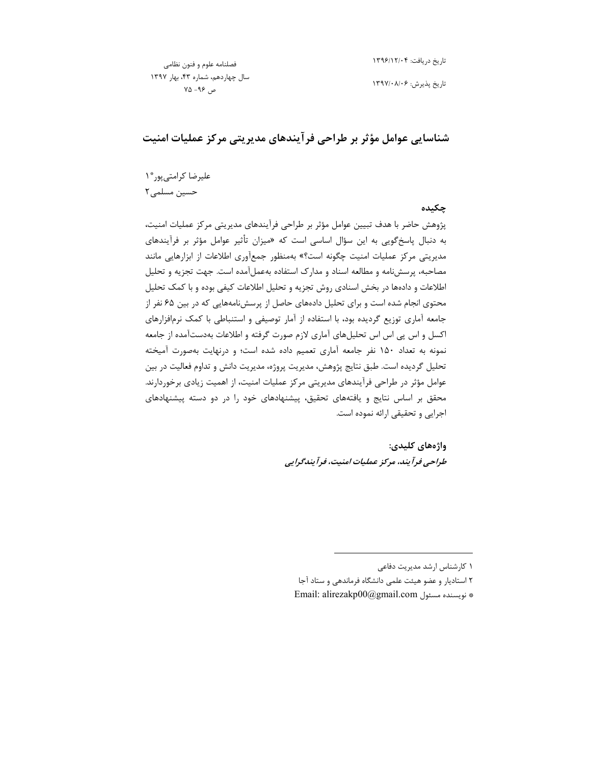تاریخ دریافت: ۱۳۹۶/۱۲/۰۴

تاریخ پذیرش: ۱۳۹۷/۰۸/۰۶

فصلنامه علوم و فنون نظامی
سال چهاردهم، شماره ۴۳، بهار ۱۳۹۷
ص ۹۶- ۷۵

# شناسایی عوامل مؤثر بر طراحی فرآیندهای مدیریتی مرکز عملیات امنیت

علیرضا کرامتی‌پور*[1]

حسین مسلمی[2]

## چکیده

پژوهش حاضر با هدف تبیین عوامل مؤثر بر طراحی فرآیندهای مدیریتی مرکز عملیات امنیت، به دنبال پاسخ‌گویی به این سؤال اساسی است که «میزان تأثیر عوامل مؤثر بر فرآیندهای مدیریتی مرکز عملیات امنیت چگونه است؟» به‌منظور جمع‌آوری اطلاعات از ابزارهایی مانند مصاحبه، پرسش‌نامه و مطالعه اسناد و مدارک استفاده به‌عمل‌آمده است. جهت تجزیه و تحلیل اطلاعات و داده‌ها در بخش اسنادی روش تجزیه و تحلیل اطلاعات کیفی بوده و با کمک تحلیل محتوی انجام شده است و برای تحلیل داده‌های حاصل از پرسش‌نامه‌هایی که در بین ۶۵ نفر از جامعه آماری توزیع گردیده بود، با استفاده از آمار توصیفی و استنباطی با کمک نرم‌افزارهای اکسل و اس پی اس اس تحلیل‌های آماری لازم صورت گرفته و اطلاعات به‌دست‌آمده از جامعه نمونه به تعداد ۱۵۰ نفر جامعه آماری تعمیم داده شده است؛ و درنهایت به‌صورت آمیخته تحلیل گردیده است. طبق نتایج پژوهش، مدیریت پروژه، مدیریت دانش و تداوم فعالیت در بین عوامل مؤثر در طراحی فرآیندهای مدیریتی مرکز عملیات امنیت، از اهمیت زیادی برخوردارند. محقق بر اساس نتایج و یافته‌های تحقیق، پیشنهادهای خود را در دو دسته پیشنهادهای اجرایی و تحقیقی ارائه نموده است.

**واژه‌های کلیدی:**

***طراحی فرآیند، مرکز عملیات امنیت، فرآیندگرایی***

---

۱ کارشناس ارشد مدیریت دفاعی

۲ استادیار و عضو هیئت علمی دانشگاه فرماندهی و ستاد آجا

* نویسنده مسئول Email: alirezakp00@gmail.com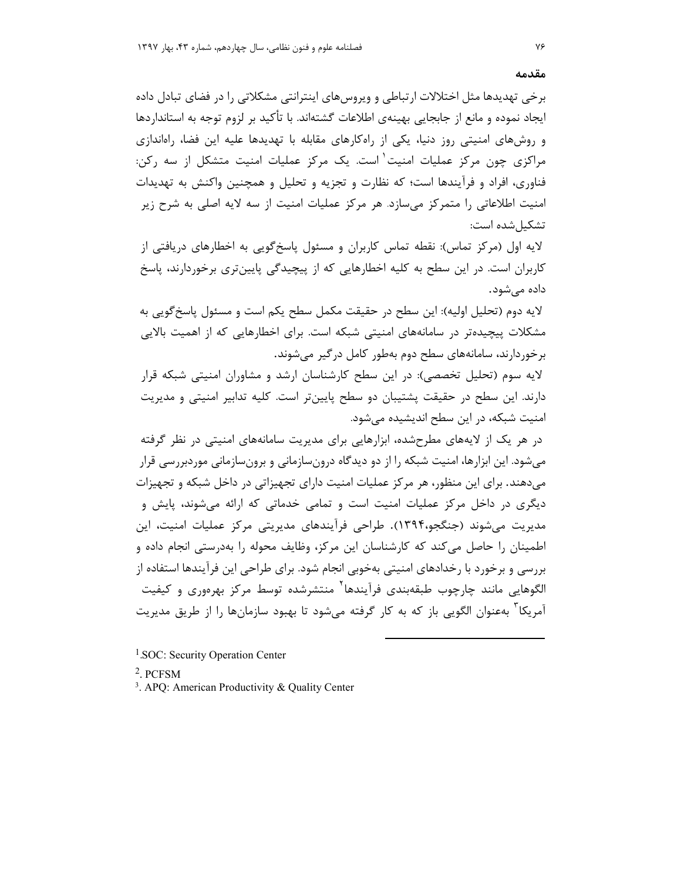**مقدمه**

برخی تهدیدها مثل اختلالات ارتباطی و ویروس‌های اینترانتی مشکلاتی را در فضای تبادل داده ایجاد نموده و مانع از جابجایی بهینه‌ی اطلاعات گشته‌اند. با تأکید بر لزوم توجه به استانداردها و روش‌های امنیتی روز دنیا، یکی از راه‌کارهای مقابله با تهدیدها علیه این فضا، راه‌اندازی مراکزی چون مرکز عملیات امنیت[1] است. یک مرکز عملیات امنیت متشکل از سه رکن: فناوری، افراد و فرآیندها است؛ که نظارت و تجزیه و تحلیل و همچنین واکنش به تهدیدات امنیت اطلاعاتی را متمرکز می‌سازد. هر مرکز عملیات امنیت از سه لایه اصلی به شرح زیر تشکیل‌شده است:

لایه اول (مرکز تماس): نقطه تماس کاربران و مسئول پاسخ‌گویی به اخطارهای دریافتی از کاربران است. در این سطح به کلیه اخطارهایی که از پیچیدگی پایین‌تری برخوردارند، پاسخ داده می‌شود.

لایه دوم (تحلیل اولیه): این سطح در حقیقت مکمل سطح یکم است و مسئول پاسخ‌گویی به مشکلات پیچیده‌تر در سامانه‌های امنیتی شبکه است. برای اخطارهایی که از اهمیت بالایی برخوردارند، سامانه‌های سطح دوم به‌طور کامل درگیر می‌شوند.

لایه سوم (تحلیل تخصصی): در این سطح کارشناسان ارشد و مشاوران امنیتی شبکه قرار دارند. این سطح در حقیقت پشتیبان دو سطح پایین‌تر است. کلیه تدابیر امنیتی و مدیریت امنیت شبکه، در این سطح اندیشیده می‌شود.

در هر یک از لایه‌های مطرح‌شده، ابزارهایی برای مدیریت سامانه‌های امنیتی در نظر گرفته می‌شود. این ابزارها، امنیت شبکه را از دو دیدگاه درون‌سازمانی و برون‌سازمانی موردبررسی قرار می‌دهند. برای این منظور، هر مرکز عملیات امنیت دارای تجهیزاتی در داخل شبکه و تجهیزات دیگری در داخل مرکز عملیات امنیت است و تمامی خدماتی که ارائه می‌شوند، پایش و مدیریت می‌شوند (جنگجو،۱۳۹۴). طراحی فرآیندهای مدیریتی مرکز عملیات امنیت، این اطمینان را حاصل می‌کند که کارشناسان این مرکز، وظایف محوله را به‌درستی انجام داده و بررسی و برخورد با رخدادهای امنیتی به‌خوبی انجام شود. برای طراحی این فرآیندها استفاده از الگوهایی مانند چارچوب طبقه‌بندی فرآیندها[2] منتشرشده توسط مرکز بهره‌وری و کیفیت آمریکا[3] به‌عنوان الگویی باز که به کار گرفته می‌شود تا بهبود سازمان‌ها را از طریق مدیریت

---

[1]. SOC: Security Operation Center

[2]. PCFSM

[3]. APQ: American Productivity & Quality Center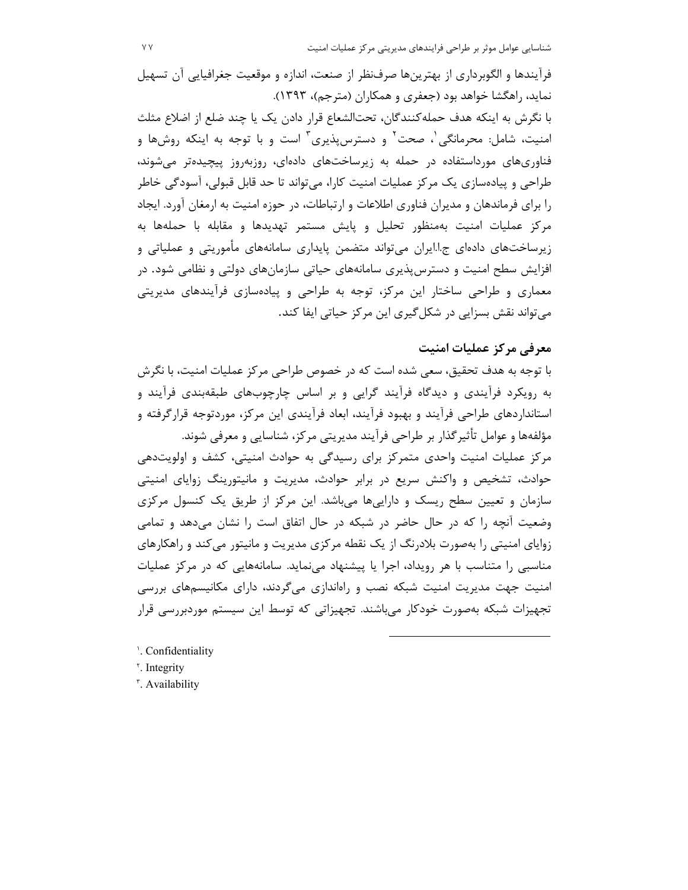فرآیندها و الگوبرداری از بهترین‌ها صرف‌نظر از صنعت، اندازه و موقعیت جغرافیایی آن تسهیل نماید، راهگشا خواهد بود (جعفری و همکاران (مترجم)، ۱۳۹۳).

با نگرش به اینکه هدف حمله‌کنندگان، تحت‌الشعاع قرار دادن یک یا چند ضلع از اضلاع مثلث امنیت، شامل: محرمانگی[۱]، صحت[۲] و دسترس‌پذیری[۳] است و با توجه به اینکه روش‌ها و فناوری‌های مورداستفاده در حمله به زیرساخت‌های داده‌ای، روزبه‌روز پیچیده‌تر می‌شوند، طراحی و پیاده‌سازی یک مرکز عملیات امنیت کارا، می‌تواند تا حد قابل قبولی، آسودگی خاطر را برای فرماندهان و مدیران فناوری اطلاعات و ارتباطات، در حوزه امنیت به ارمغان آورد. ایجاد مرکز عملیات امنیت به‌منظور تحلیل و پایش مستمر تهدیدها و مقابله با حمله‌ها به زیرساخت‌های داده‌ای ج.ا.ایران می‌تواند متضمن پایداری سامانه‌های مأموریتی و عملیاتی و افزایش سطح امنیت و دسترس‌پذیری سامانه‌های حیاتی سازمان‌های دولتی و نظامی شود. در معماری و طراحی ساختار این مرکز، توجه به طراحی و پیاده‌سازی فرآیندهای مدیریتی می‌تواند نقش بسزایی در شکل‌گیری این مرکز حیاتی ایفا کند.

## معرفی مرکز عملیات امنیت

با توجه به هدف تحقیق، سعی شده است که در خصوص طراحی مرکز عملیات امنیت، با نگرش به رویکرد فرآیندی و دیدگاه فرآیند گرایی و بر اساس چارچوب‌های طبقه‌بندی فرآیند و استانداردهای طراحی فرآیند و بهبود فرآیند، ابعاد فرآیندی این مرکز، موردتوجه قرارگرفته و مؤلفه‌ها و عوامل تأثیرگذار بر طراحی فرآیند مدیریتی مرکز، شناسایی و معرفی شوند.

مرکز عملیات امنیت واحدی متمرکز برای رسیدگی به حوادث امنیتی، کشف و اولویت‌دهی حوادث، تشخیص و واکنش سریع در برابر حوادث، مدیریت و مانیتورینگ زوایای امنیتی سازمان و تعیین سطح ریسک و دارایی‌ها می‌باشد. این مرکز از طریق یک کنسول مرکزی وضعیت آنچه را که در حال حاضر در شبکه در حال اتفاق است را نشان می‌دهد و تمامی زوایای امنیتی را به‌صورت بلادرنگ از یک نقطه مرکزی مدیریت و مانیتور می‌کند و راهکارهای مناسبی را متناسب با هر رویداد، اجرا یا پیشنهاد می‌نماید. سامانه‌هایی که در مرکز عملیات امنیت جهت مدیریت امنیت شبکه نصب و راه‌اندازی می‌گردند، دارای مکانیسم‌های بررسی تجهیزات شبکه به‌صورت خودکار می‌باشند. تجهیزاتی که توسط این سیستم موردبررسی قرار

---

[۱]. Confidentiality

[۲]. Integrity

[۳]. Availability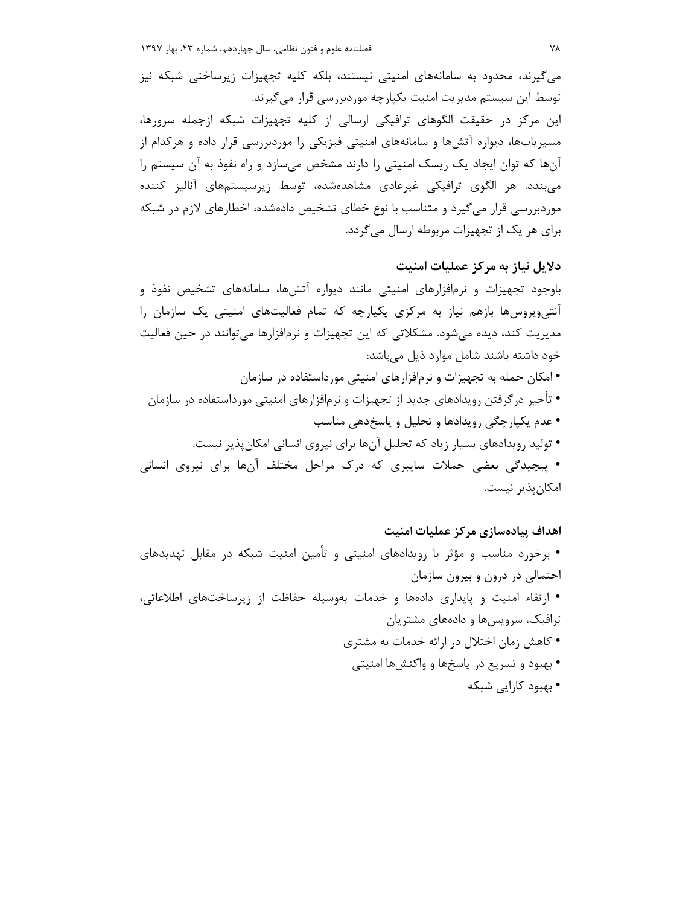می‌گیرند، محدود به سامانه‌های امنیتی نیستند، بلکه کلیه تجهیزات زیرساختی شبکه نیز توسط این سیستم مدیریت امنیت یکپارچه موردبررسی قرار می‌گیرند.

این مرکز در حقیقت الگوهای ترافیکی ارسالی از کلیه تجهیزات شبکه ازجمله سرورها، مسیریاب‌ها، دیواره آتش‌ها و سامانه‌های امنیتی فیزیکی را موردبررسی قرار داده و هرکدام از آن‌ها که توان ایجاد یک ریسک امنیتی را دارند مشخص می‌سازد و راه نفوذ به آن سیستم را می‌بندد. هر الگوی ترافیکی غیرعادی مشاهده‌شده، توسط زیرسیستم‌های آنالیز کننده موردبررسی قرار می‌گیرد و متناسب با نوع خطای تشخیص داده‌شده، اخطارهای لازم در شبکه برای هر یک از تجهیزات مربوطه ارسال می‌گردد.

### دلایل نیاز به مرکز عملیات امنیت

باوجود تجهیزات و نرم‌افزارهای امنیتی مانند دیواره آتش‌ها، سامانه‌های تشخیص نفوذ و آنتی‌ویروس‌ها بازهم نیاز به مرکزی یکپارچه که تمام فعالیت‌های امنیتی یک سازمان را مدیریت کند، دیده می‌شود. مشکلاتی که این تجهیزات و نرم‌افزارها می‌توانند در حین فعالیت خود داشته باشند شامل موارد ذیل می‌باشد:

- امکان حمله به تجهیزات و نرم‌افزارهای امنیتی مورداستفاده در سازمان
- تأخیر درگرفتن رویدادهای جدید از تجهیزات و نرم‌افزارهای امنیتی مورداستفاده در سازمان
- عدم یکپارچگی رویدادها و تحلیل و پاسخ‌دهی مناسب
- تولید رویدادهای بسیار زیاد که تحلیل آن‌ها برای نیروی انسانی امکان‌پذیر نیست.
- پیچیدگی بعضی حملات سایبری که درک مراحل مختلف آن‌ها برای نیروی انسانی امکان‌پذیر نیست.

### اهداف پیاده‌سازی مرکز عملیات امنیت

- برخورد مناسب و مؤثر با رویدادهای امنیتی و تأمین امنیت شبکه در مقابل تهدیدهای احتمالی در درون و بیرون سازمان
- ارتقاء امنیت و پایداری داده‌ها و خدمات به‌وسیله حفاظت از زیرساخت‌های اطلاعاتی، ترافیک، سرویس‌ها و داده‌های مشتریان
- کاهش زمان اختلال در ارائه خدمات به مشتری
- بهبود و تسریع در پاسخ‌ها و واکنش‌ها امنیتی
- بهبود کارایی شبکه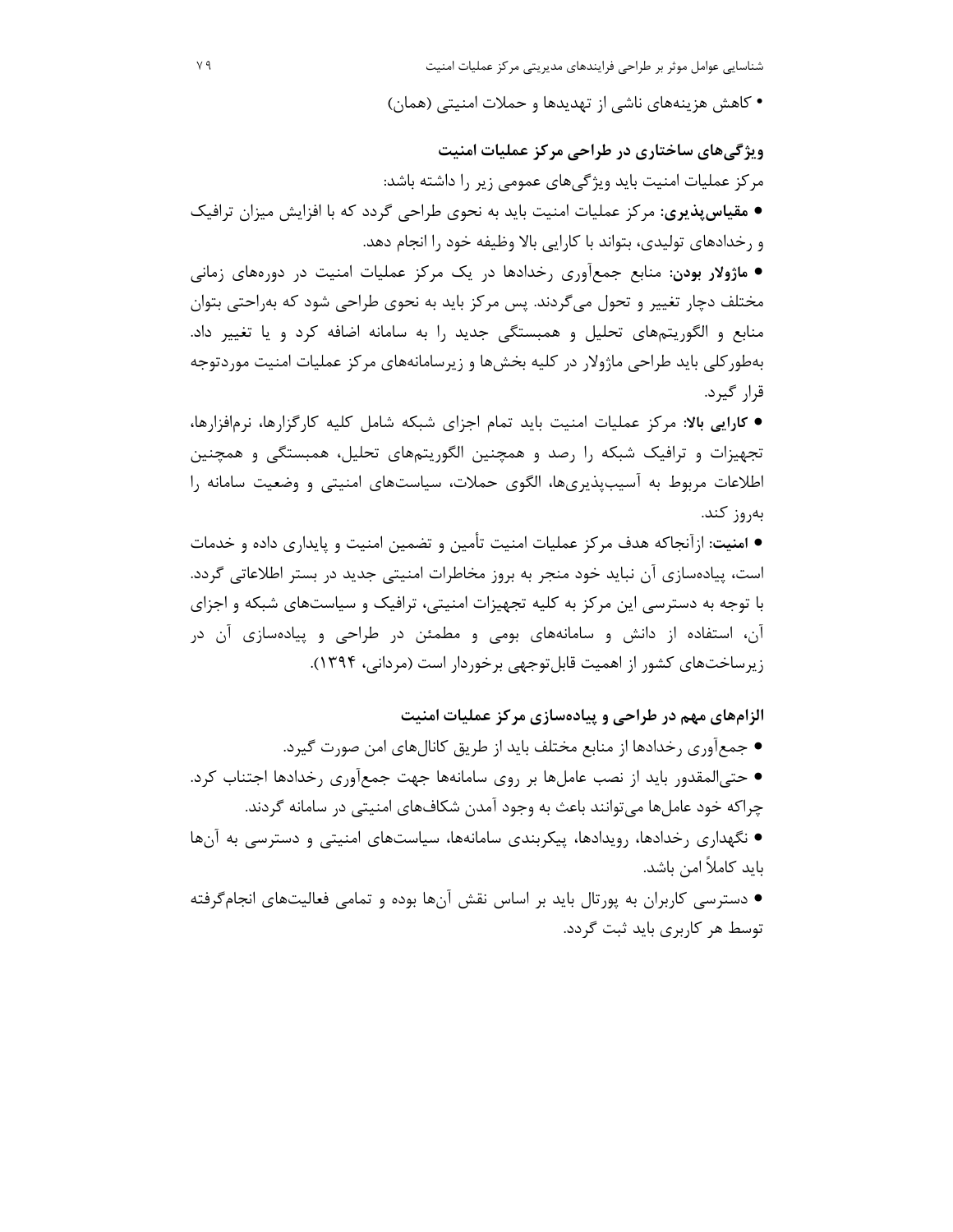• کاهش هزینه‌های ناشی از تهدیدها و حملات امنیتی (همان)

### ویژگی‌های ساختاری در طراحی مرکز عملیات امنیت

مرکز عملیات امنیت باید ویژگی‌های عمومی زیر را داشته باشد:

• **مقیاس‌پذیری**: مرکز عملیات امنیت باید به نحوی طراحی گردد که با افزایش میزان ترافیک و رخدادهای تولیدی، بتواند با کارایی بالا وظیفه خود را انجام دهد.

• **ماژولار بودن**: منابع جمع‌آوری رخدادها در یک مرکز عملیات امنیت در دوره‌های زمانی مختلف دچار تغییر و تحول می‌گردند. پس مرکز باید به نحوی طراحی شود که به‌راحتی بتوان منابع و الگوریتم‌های تحلیل و همبستگی جدید را به سامانه اضافه کرد و یا تغییر داد. به‌طورکلی باید طراحی ماژولار در کلیه بخش‌ها و زیرسامانه‌های مرکز عملیات امنیت موردتوجه قرار گیرد.

• **کارایی بالا**: مرکز عملیات امنیت باید تمام اجزای شبکه شامل کلیه کارگزارها، نرم‌افزارها، تجهیزات و ترافیک شبکه را رصد و همچنین الگوریتم‌های تحلیل، همبستگی و همچنین اطلاعات مربوط به آسیب‌پذیری‌ها، الگوی حملات، سیاست‌های امنیتی و وضعیت سامانه را به‌روز کند.

• **امنیت**: ازآنجاکه هدف مرکز عملیات امنیت تأمین و تضمین امنیت و پایداری داده و خدمات است، پیاده‌سازی آن نباید خود منجر به بروز مخاطرات امنیتی جدید در بستر اطلاعاتی گردد. با توجه به دسترسی این مرکز به کلیه تجهیزات امنیتی، ترافیک و سیاست‌های شبکه و اجزای آن، استفاده از دانش و سامانه‌های بومی و مطمئن در طراحی و پیاده‌سازی آن در زیرساخت‌های کشور از اهمیت قابل‌توجهی برخوردار است (مردانی، ۱۳۹۴).

### الزام‌های مهم در طراحی و پیاده‌سازی مرکز عملیات امنیت

• جمع‌آوری رخدادها از منابع مختلف باید از طریق کانال‌های امن صورت گیرد.

• حتی‌المقدور باید از نصب عامل‌ها بر روی سامانه‌ها جهت جمع‌آوری رخدادها اجتناب کرد. چراکه خود عامل‌ها می‌توانند باعث به وجود آمدن شکاف‌های امنیتی در سامانه گردند.

• نگهداری رخدادها، رویدادها، پیکربندی سامانه‌ها، سیاست‌های امنیتی و دسترسی به آن‌ها باید کاملاً امن باشد.

• دسترسی کاربران به پورتال باید بر اساس نقش آن‌ها بوده و تمامی فعالیت‌های انجام‌گرفته توسط هر کاربری باید ثبت گردد.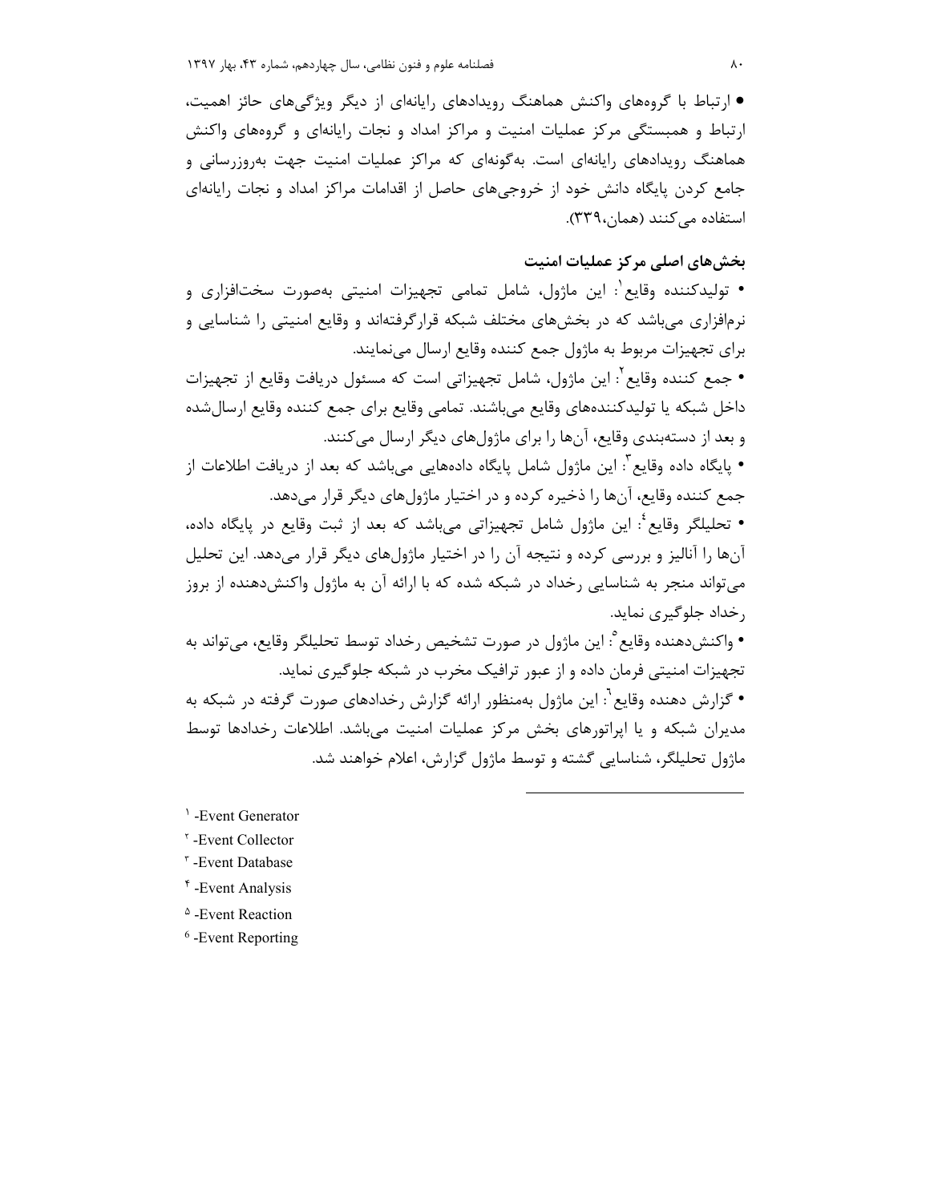• ارتباط با گروه‌های واکنش هماهنگ رویدادهای رایانه‌ای از دیگر ویژگی‌های حائز اهمیت، ارتباط و همبستگی مرکز عملیات امنیت و مراکز امداد و نجات رایانه‌ای و گروه‌های واکنش هماهنگ رویدادهای رایانه‌ای است. به‌گونه‌ای که مراکز عملیات امنیت جهت به‌روزرسانی و جامع کردن پایگاه دانش خود از خروجی‌های حاصل از اقدامات مراکز امداد و نجات رایانه‌ای استفاده می‌کنند (همان،۳۳۹).

### بخش‌های اصلی مرکز عملیات امنیت

• تولیدکننده وقایع[1]: این ماژول، شامل تمامی تجهیزات امنیتی به‌صورت سخت‌افزاری و نرم‌افزاری می‌باشد که در بخش‌های مختلف شبکه قرارگرفته‌اند و وقایع امنیتی را شناسایی و برای تجهیزات مربوط به ماژول جمع کننده وقایع ارسال می‌نمایند.

• جمع کننده وقایع[2]: این ماژول، شامل تجهیزاتی است که مسئول دریافت وقایع از تجهیزات داخل شبکه یا تولیدکننده‌های وقایع می‌باشند. تمامی وقایع برای جمع کننده وقایع ارسال‌شده و بعد از دسته‌بندی وقایع، آن‌ها را برای ماژول‌های دیگر ارسال می‌کنند.

• پایگاه داده وقایع[3]: این ماژول شامل پایگاه داده‌هایی می‌باشد که بعد از دریافت اطلاعات از جمع کننده وقایع، آن‌ها را ذخیره کرده و در اختیار ماژول‌های دیگر قرار می‌دهد.

• تحلیلگر وقایع[4]: این ماژول شامل تجهیزاتی می‌باشد که بعد از ثبت وقایع در پایگاه داده، آن‌ها را آنالیز و بررسی کرده و نتیجه آن را در اختیار ماژول‌های دیگر قرار می‌دهد. این تحلیل می‌تواند منجر به شناسایی رخداد در شبکه شده که با ارائه آن به ماژول واکنش‌دهنده از بروز رخداد جلوگیری نماید.

• واکنش‌دهنده وقایع[5]: این ماژول در صورت تشخیص رخداد توسط تحلیلگر وقایع، می‌تواند به تجهیزات امنیتی فرمان داده و از عبور ترافیک مخرب در شبکه جلوگیری نماید.

• گزارش دهنده وقایع[6]: این ماژول به‌منظور ارائه گزارش رخدادهای صورت گرفته در شبکه به مدیران شبکه و یا اپراتورهای بخش مرکز عملیات امنیت می‌باشد. اطلاعات رخدادها توسط ماژول تحلیلگر، شناسایی گشته و توسط ماژول گزارش، اعلام خواهند شد.

---

[1] -Event Generator

[2] -Event Collector

[3] -Event Database

[4] -Event Analysis

[5] -Event Reaction

[6] -Event Reporting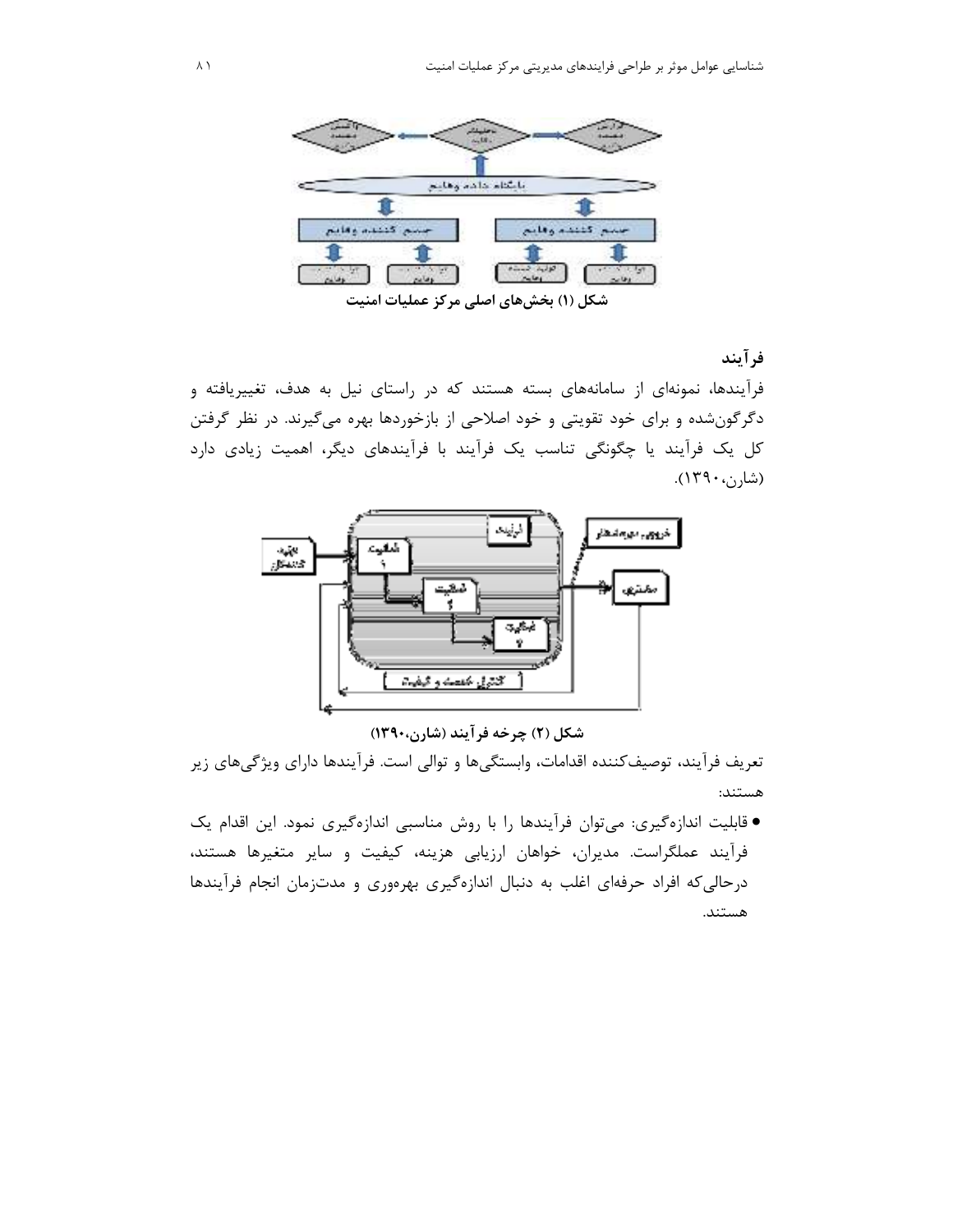**شکل (۱) بخش‌های اصلی مرکز عملیات امنیت**

## فرآیند

فرآیندها، نمونه‌ای از سامانه‌های بسته هستند که در راستای نیل به هدف، تغییریافته و دگرگون‌شده و برای خود تقویتی و خود اصلاحی از بازخوردها بهره می‌گیرند. در نظر گرفتن کل یک فرآیند یا چگونگی تناسب یک فرآیند با فرآیندهای دیگر، اهمیت زیادی دارد (شارن،۱۳۹۰).

**شکل (۲) چرخه فرآیند (شارن،۱۳۹۰)**

تعریف فرآیند، توصیف‌کننده اقدامات، وابستگی‌ها و توالی است. فرآیندها دارای ویژگی‌های زیر هستند:

- قابلیت اندازه‌گیری: می‌توان فرآیندها را با روش مناسبی اندازه‌گیری نمود. این اقدام یک فرآیند عملگراست. مدیران، خواهان ارزیابی هزینه، کیفیت و سایر متغیرها هستند، درحالی‌که افراد حرفه‌ای اغلب به دنبال اندازه‌گیری بهره‌وری و مدت‌زمان انجام فرآیندها هستند.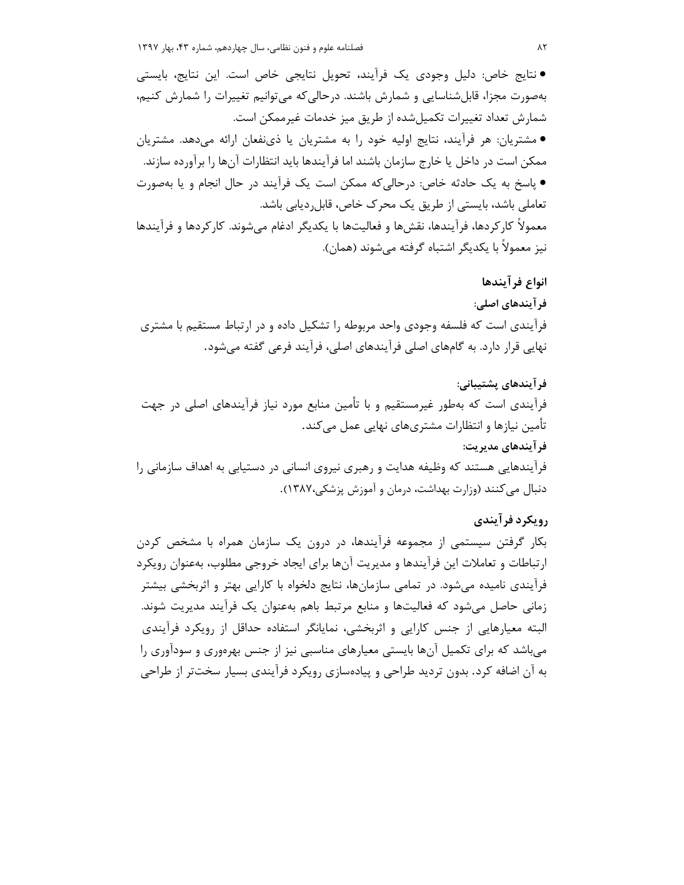• نتایج خاص: دلیل وجودی یک فرآیند، تحویل نتایجی خاص است. این نتایج، بایستی به‌صورت مجزا، قابل‌شناسایی و شمارش باشند. درحالی‌که می‌توانیم تغییرات را شمارش کنیم، شمارش تعداد تغییرات تکمیل‌شده از طریق میز خدمات غیرممکن است.

• مشتریان: هر فرآیند، نتایج اولیه خود را به مشتریان یا ذی‌نفعان ارائه می‌دهد. مشتریان ممکن است در داخل یا خارج سازمان باشند اما فرآیندها باید انتظارات آن‌ها را برآورده سازند.

• پاسخ به یک حادثه خاص: درحالی‌که ممکن است یک فرآیند در حال انجام و یا به‌صورت تعاملی باشد، بایستی از طریق یک محرک خاص، قابل‌ردیابی باشد.

معمولاً کارکردها، فرآیندها، نقش‌ها و فعالیت‌ها با یکدیگر ادغام می‌شوند. کارکردها و فرآیندها نیز معمولاً با یکدیگر اشتباه گرفته می‌شوند (همان).

### انواع فرآیندها

**فرآیندهای اصلی:**

فرآیندی است که فلسفه وجودی واحد مربوطه را تشکیل داده و در ارتباط مستقیم با مشتری نهایی قرار دارد. به گام‌های اصلی فرآیندهای اصلی، فرآیند فرعی گفته می‌شود.

**فرآیندهای پشتیبانی:**

فرآیندی است که به‌طور غیرمستقیم و با تأمین منابع مورد نیاز فرآیندهای اصلی در جهت تأمین نیازها و انتظارات مشتری‌های نهایی عمل می‌کند.

**فرآیندهای مدیریت:**

فرآیندهایی هستند که وظیفه هدایت و رهبری نیروی انسانی در دستیابی به اهداف سازمانی را دنبال می‌کنند (وزارت بهداشت، درمان و آموزش پزشکی،۱۳۸۷).

### رویکرد فرآیندی

بکار گرفتن سیستمی از مجموعه فرآیندها، در درون یک سازمان همراه با مشخص کردن ارتباطات و تعاملات این فرآیندها و مدیریت آن‌ها برای ایجاد خروجی مطلوب، به‌عنوان رویکرد فرآیندی نامیده می‌شود. در تمامی سازمان‌ها، نتایج دلخواه با کارایی بهتر و اثربخشی بیشتر زمانی حاصل می‌شود که فعالیت‌ها و منابع مرتبط باهم به‌عنوان یک فرآیند مدیریت شوند. البته معیارهایی از جنس کارایی و اثربخشی، نمایانگر استفاده حداقل از رویکرد فرآیندی می‌باشد که برای تکمیل آن‌ها بایستی معیارهای مناسبی نیز از جنس بهره‌وری و سودآوری را به آن اضافه کرد. بدون تردید طراحی و پیاده‌سازی رویکرد فرآیندی بسیار سخت‌تر از طراحی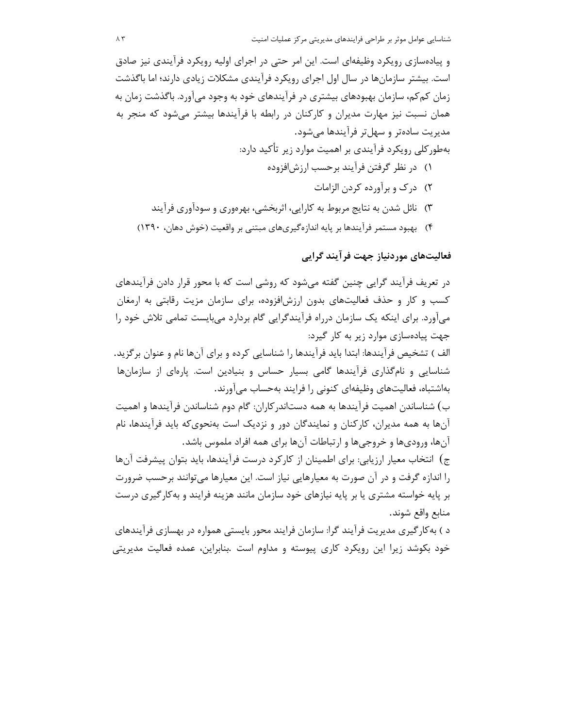و پیاده‌سازی رویکرد وظیفه‌ای است. این امر حتی در اجرای اولیه رویکرد فرآیندی نیز صادق است. بیشتر سازمان‌ها در سال اول اجرای رویکرد فرآیندی مشکلات زیادی دارند؛ اما باگذشت زمان کم‌کم، سازمان بهبودهای بیشتری در فرآیندهای خود به وجود می‌آورد. باگذشت زمان به همان نسبت نیز مهارت مدیران و کارکنان در رابطه با فرآیندها بیشتر می‌شود که منجر به مدیریت ساده‌تر و سهل‌تر فرآیندها می‌شود.

به‌طورکلی رویکرد فرآیندی بر اهمیت موارد زیر تأکید دارد:

1) در نظر گرفتن فرآیند برحسب ارزش‌افزوده
2) درک و برآورده کردن الزامات
3) نائل شدن به نتایج مربوط به کارایی، اثربخشی، بهره‌وری و سودآوری فرآیند
4) بهبود مستمر فرآیندها بر پایه اندازه‌گیری‌های مبتنی بر واقعیت (خوش دهان، ۱۳۹۰)

### فعالیت‌های موردنیاز جهت فرآیند گرایی

در تعریف فرآیند گرایی چنین گفته می‌شود که روشی است که با محور قرار دادن فرآیندهای کسب و کار و حذف فعالیت‌های بدون ارزش‌افزوده، برای سازمان مزیت رقابتی به ارمغان می‌آورد. برای اینکه یک سازمان درراه فرآیندگرایی گام بردارد می‌بایست تمامی تلاش خود را جهت پیاده‌سازی موارد زیر به کار گیرد:

الف ) تشخیص فرآیندها: ابتدا باید فرآیندها را شناسایی کرده و برای آن‌ها نام و عنوان برگزید. شناسایی و نام‌گذاری فرآیندها گامی بسیار حساس و بنیادین است. پاره‌ای از سازمان‌ها به‌اشتباه، فعالیت‌های وظیفه‌ای کنونی را فرایند به‌حساب می‌آورند.

ب) شناساندن اهمیت فرآیندها به همه دست‌اندرکاران: گام دوم شناساندن فرآیندها و اهمیت آن‌ها به همه مدیران، کارکنان و نمایندگان دور و نزدیک است به‌نحوی‌که باید فرآیندها، نام آن‌ها، ورودی‌ها و خروجی‌ها و ارتباطات آن‌ها برای همه افراد ملموس باشد.

ج) انتخاب معیار ارزیابی: برای اطمینان از کارکرد درست فرآیندها، باید بتوان پیشرفت آن‌ها را اندازه گرفت و در آن صورت به معیارهایی نیاز است. این معیارها می‌توانند برحسب ضرورت بر پایه خواسته مشتری یا بر پایه نیازهای خود سازمان مانند هزینه فرایند و به‌کارگیری درست منابع واقع شوند.

د ) به‌کارگیری مدیریت فرآیند گرا: سازمان فرایند محور بایستی همواره در بهسازی فرآیندهای خود بکوشد زیرا این رویکرد کاری پیوسته و مداوم است .بنابراین، عمده فعالیت مدیریتی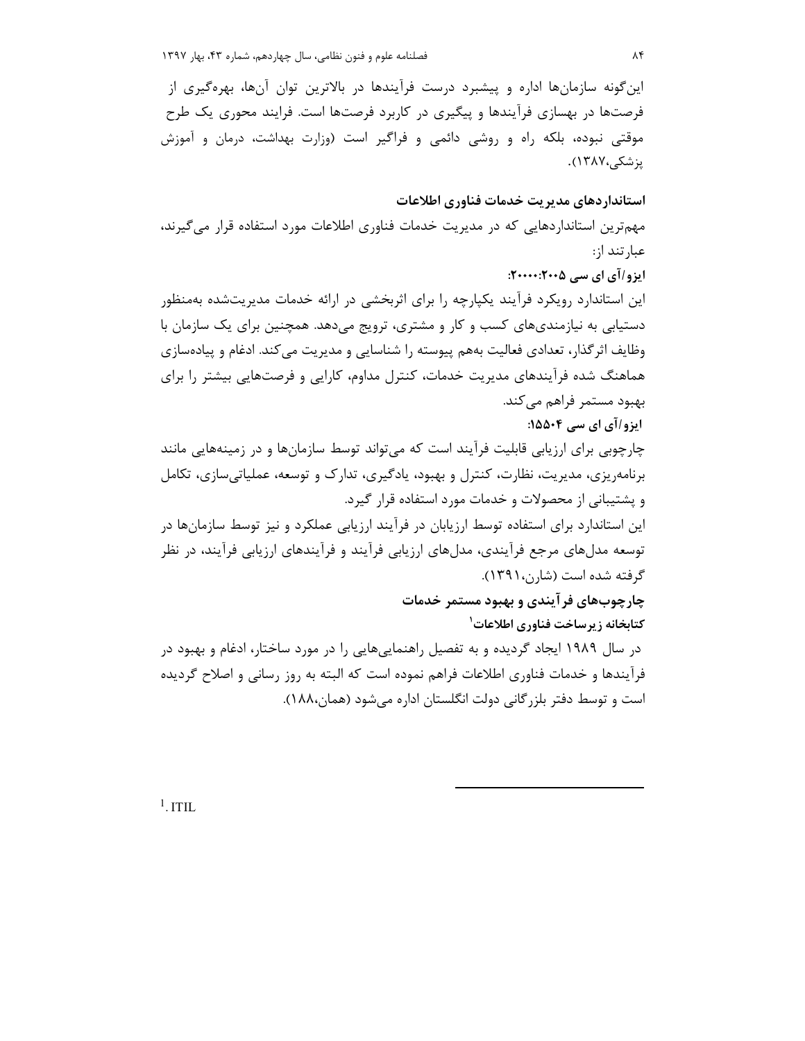این‌گونه سازمان‌ها اداره و پیشبرد درست فرآیندها در بالاترین توان آن‌ها، بهره‌گیری از فرصت‌ها در بهسازی فرآیندها و پیگیری در کاربرد فرصت‌ها است. فرایند محوری یک طرح موقتی نبوده، بلکه راه و روشی دائمی و فراگیر است (وزارت بهداشت، درمان و آموزش پزشکی،۱۳۸۷).

## استانداردهای مدیریت خدمات فناوری اطلاعات

مهم‌ترین استانداردهایی که در مدیریت خدمات فناوری اطلاعات مورد استفاده قرار می‌گیرند، عبارتند از:

**ایزو/آی ای سی ۲۰۰۵:۲۰۰۰۰:**

این استاندارد رویکرد فرآیند یکپارچه را برای اثربخشی در ارائه خدمات مدیریت‌شده به‌منظور دستیابی به نیازمندی‌های کسب و کار و مشتری، ترویج می‌دهد. همچنین برای یک سازمان با وظایف اثرگذار، تعدادی فعالیت به‌هم پیوسته را شناسایی و مدیریت می‌کند. ادغام و پیاده‌سازی هماهنگ شده فرآیندهای مدیریت خدمات، کنترل مداوم، کارایی و فرصت‌هایی بیشتر را برای بهبود مستمر فراهم می‌کند.

**ایزو/آی ای سی ۱۵۵۰۴:**

چارچوبی برای ارزیابی قابلیت فرآیند است که می‌تواند توسط سازمان‌ها و در زمینه‌هایی مانند برنامه‌ریزی، مدیریت، نظارت، کنترل و بهبود، یادگیری، تدارک و توسعه، عملیاتی‌سازی، تکامل و پشتیبانی از محصولات و خدمات مورد استفاده قرار گیرد.

این استاندارد برای استفاده توسط ارزیابان در فرآیند ارزیابی عملکرد و نیز توسط سازمان‌ها در توسعه مدل‌های مرجع فرآیندی، مدل‌های ارزیابی فرآیند و فرآیندهای ارزیابی فرآیند، در نظر گرفته شده است (شارن،۱۳۹۱).

## چارچوب‌های فرآیندی و بهبود مستمر خدمات

### کتابخانه زیرساخت فناوری اطلاعات[1]

در سال ۱۹۸۹ ایجاد گردیده و به تفصیل راهنمایی‌هایی را در مورد ساختار، ادغام و بهبود در فرآیندها و خدمات فناوری اطلاعات فراهم نموده است که البته به روز رسانی و اصلاح گردیده است و توسط دفتر بلزرگانی دولت انگلستان اداره می‌شود (همان،۱۸۸).

---

[1]. ITIL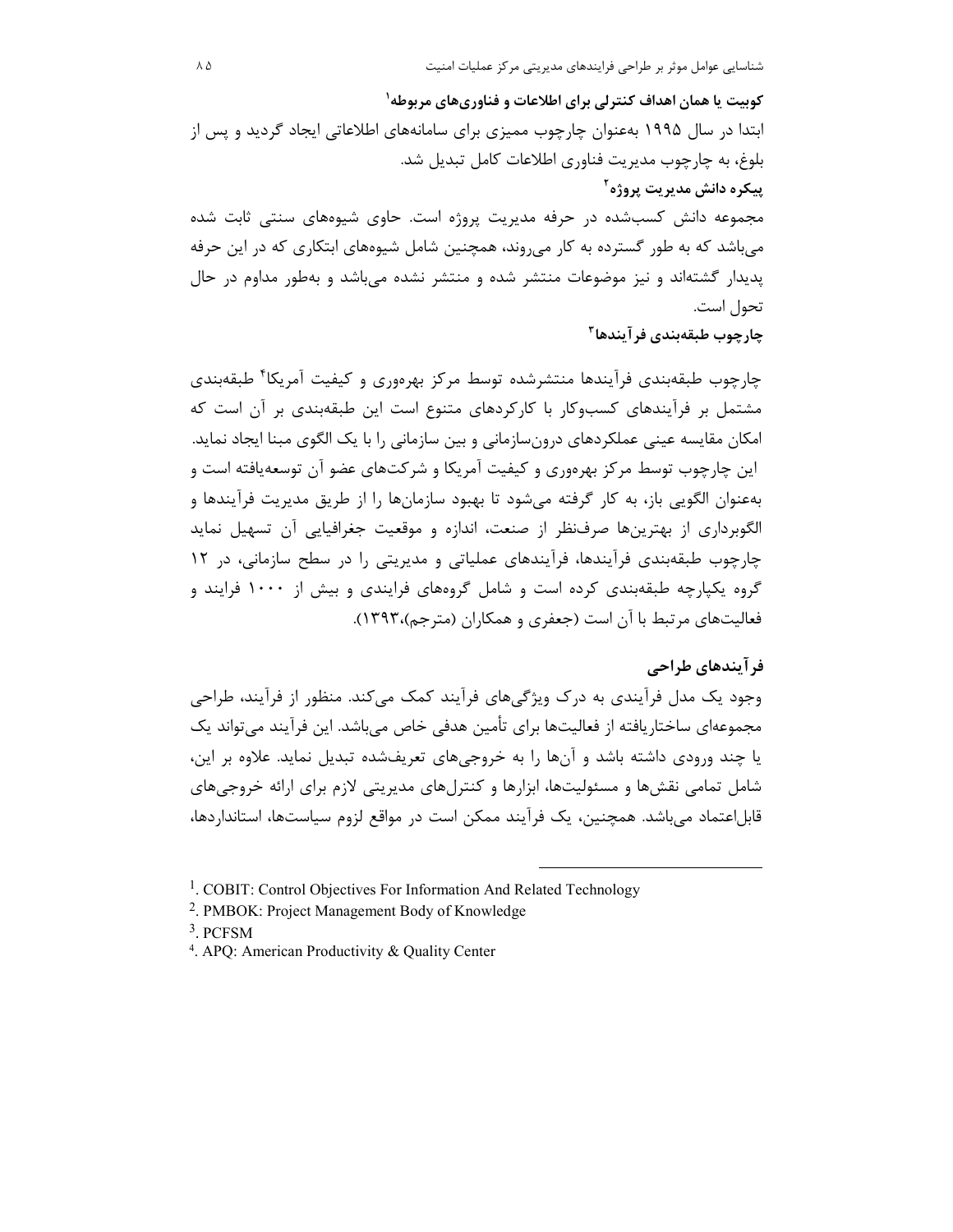**کوبیت یا همان اهداف کنترلی برای اطلاعات و فناوری‌های مربوطه**[1]

ابتدا در سال ۱۹۹۵ به‌عنوان چارچوب ممیزی برای سامانه‌های اطلاعاتی ایجاد گردید و پس از بلوغ، به چارچوب مدیریت فناوری اطلاعات کامل تبدیل شد.

**پیکره دانش مدیریت پروژه**[2]

مجموعه دانش کسب‌شده در حرفه مدیریت پروژه است. حاوی شیوه‌های سنتی ثابت شده می‌باشد که به طور گسترده به کار می‌روند، همچنین شامل شیوه‌های ابتکاری که در این حرفه پدیدار گشته‌اند و نیز موضوعات منتشر شده و منتشر نشده می‌باشد و به‌طور مداوم در حال تحول است.

**چارچوب طبقه‌بندی فرآیندها**[3]

چارچوب طبقه‌بندی فرآیندها منتشرشده توسط مرکز بهره‌وری و کیفیت آمریکا[4] طبقه‌بندی مشتمل بر فرآیندهای کسب‌وکار با کارکردهای متنوع است این طبقه‌بندی بر آن است که امکان مقایسه عینی عملکردهای درون‌سازمانی و بین سازمانی را با یک الگوی مبنا ایجاد نماید. این چارچوب توسط مرکز بهره‌وری و کیفیت آمریکا و شرکت‌های عضو آن توسعه‌یافته است و به‌عنوان الگویی باز، به کار گرفته می‌شود تا بهبود سازمان‌ها را از طریق مدیریت فرآیندها و الگوبرداری از بهترین‌ها صرف‌نظر از صنعت، اندازه و موقعیت جغرافیایی آن تسهیل نماید چارچوب طبقه‌بندی فرآیندها، فرآیندهای عملیاتی و مدیریتی را در سطح سازمانی، در ۱۲ گروه یکپارچه طبقه‌بندی کرده است و شامل گروه‌های فرایندی و بیش از ۱۰۰۰ فرایند و فعالیت‌های مرتبط با آن است (جعفری و همکاران (مترجم)،۱۳۹۳).

## فرآیندهای طراحی

وجود یک مدل فرآیندی به درک ویژگی‌های فرآیند کمک می‌کند. منظور از فرآیند، طراحی مجموعه‌ای ساختاریافته از فعالیت‌ها برای تأمین هدفی خاص می‌باشد. این فرآیند می‌تواند یک یا چند ورودی داشته باشد و آن‌ها را به خروجی‌های تعریف‌شده تبدیل نماید. علاوه بر این، شامل تمامی نقش‌ها و مسئولیت‌ها، ابزارها و کنترل‌های مدیریتی لازم برای ارائه خروجی‌های قابل‌اعتماد می‌باشد. همچنین، یک فرآیند ممکن است در مواقع لزوم سیاست‌ها، استانداردها،

---

[1]. COBIT: Control Objectives For Information And Related Technology

[2]. PMBOK: Project Management Body of Knowledge

[3]. PCFSM

[4]. APQ: American Productivity & Quality Center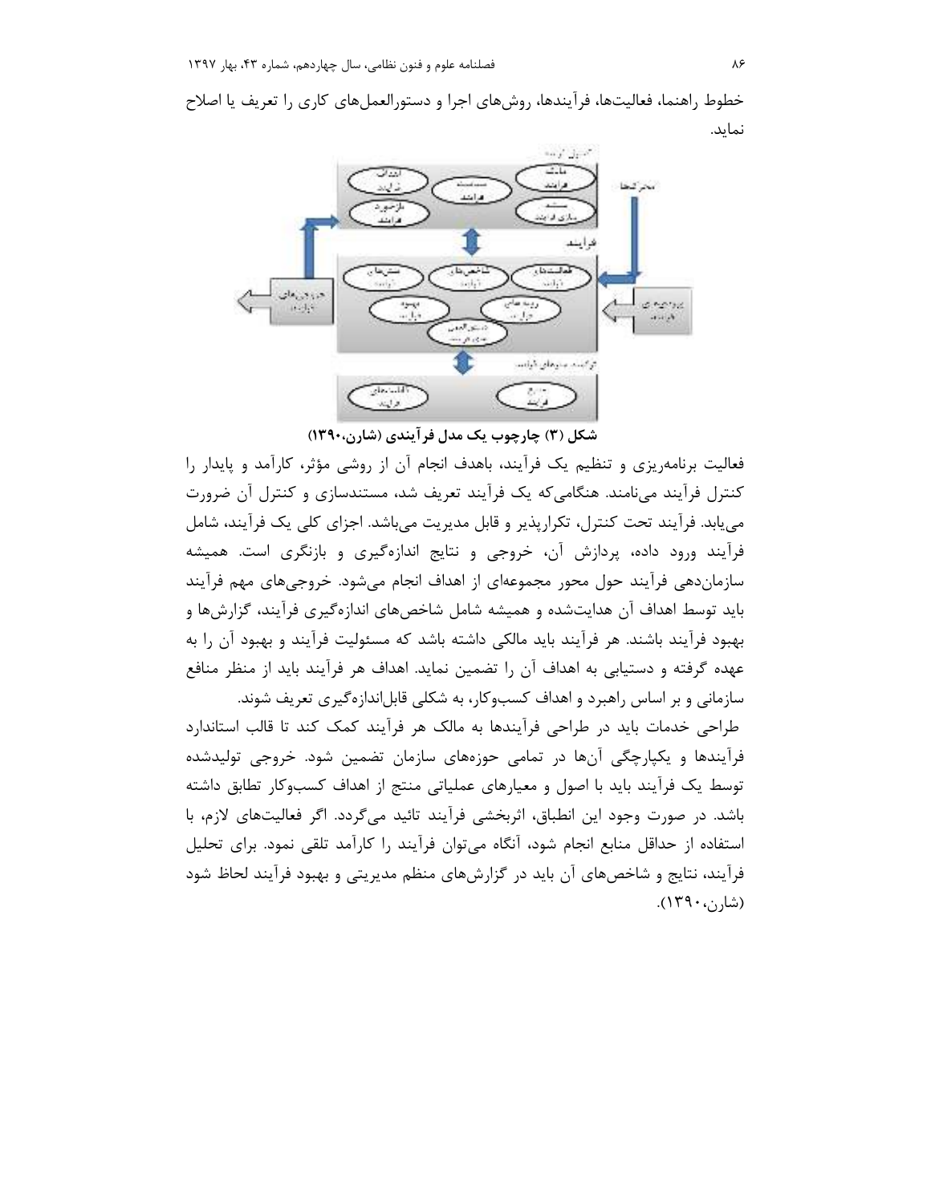خطوط راهنما، فعالیت‌ها، فرآیندها، روش‌های اجرا و دستورالعمل‌های کاری را تعریف یا اصلاح نماید.

**شکل (۳) چارچوب یک مدل فرآیندی (شارن،۱۳۹۰)**

فعالیت برنامه‌ریزی و تنظیم یک فرآیند، باهدف انجام آن از روشی مؤثر، کارآمد و پایدار را کنترل فرآیند می‌نامند. هنگامی‌که یک فرآیند تعریف شد، مستندسازی و کنترل آن ضرورت می‌یابد. فرآیند تحت کنترل، تکرارپذیر و قابل مدیریت می‌باشد. اجزای کلی یک فرآیند، شامل فرآیند ورود داده، پردازش آن، خروجی و نتایج اندازه‌گیری و بازنگری است. همیشه سازمان‌دهی فرآیند حول محور مجموعه‌ای از اهداف انجام می‌شود. خروجی‌های مهم فرآیند باید توسط اهداف آن هدایت‌شده و همیشه شامل شاخص‌های اندازه‌گیری فرآیند، گزارش‌ها و بهبود فرآیند باشند. هر فرآیند باید مالکی داشته باشد که مسئولیت فرآیند و بهبود آن را به عهده گرفته و دستیابی به اهداف آن را تضمین نماید. اهداف هر فرآیند باید از منظر منافع سازمانی و بر اساس راهبرد و اهداف کسب‌وکار، به شکلی قابل‌اندازه‌گیری تعریف شوند.

طراحی خدمات باید در طراحی فرآیندها به مالک هر فرآیند کمک کند تا قالب استاندارد فرآیندها و یکپارچگی آن‌ها در تمامی حوزه‌های سازمان تضمین شود. خروجی تولیدشده توسط یک فرآیند باید با اصول و معیارهای عملیاتی منتج از اهداف کسب‌وکار تطابق داشته باشد. در صورت وجود این انطباق، اثربخشی فرآیند تائید می‌گردد. اگر فعالیت‌های لازم، با استفاده از حداقل منابع انجام شود، آنگاه می‌توان فرآیند را کارآمد تلقی نمود. برای تحلیل فرآیند، نتایج و شاخص‌های آن باید در گزارش‌های منظم مدیریتی و بهبود فرآیند لحاظ شود (شارن،۱۳۹۰).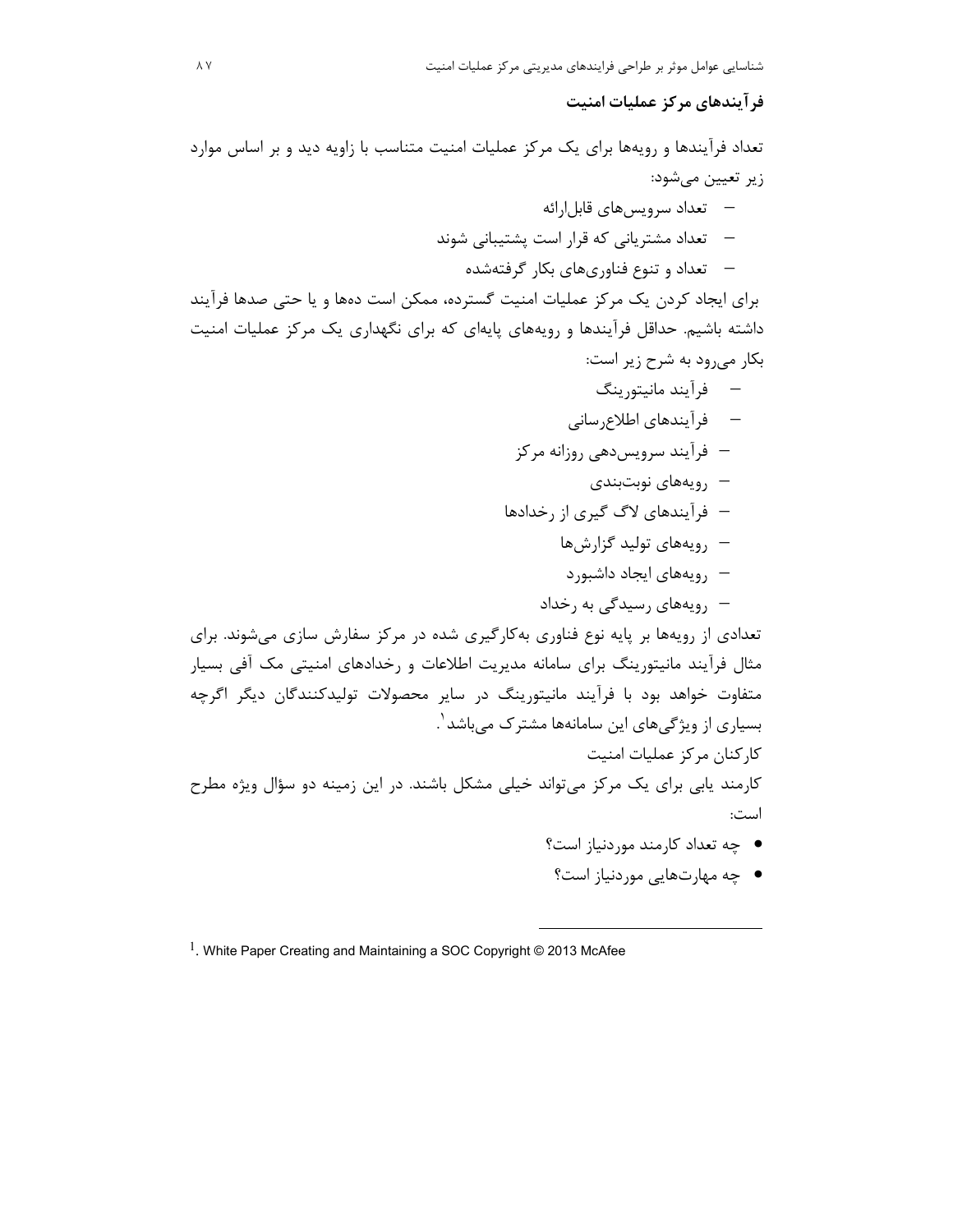### فرآیندهای مرکز عملیات امنیت

تعداد فرآیندها و رویه‌ها برای یک مرکز عملیات امنیت متناسب با زاویه دید و بر اساس موارد زیر تعیین می‌شود:

- تعداد سرویس‌های قابل‌ارائه
- تعداد مشتریانی که قرار است پشتیبانی شوند
- تعداد و تنوع فناوری‌های بکار گرفته‌شده

برای ایجاد کردن یک مرکز عملیات امنیت گسترده، ممکن است ده‌ها و یا حتی صدها فرآیند داشته باشیم. حداقل فرآیندها و رویه‌های پایه‌ای که برای نگهداری یک مرکز عملیات امنیت بکار می‌رود به شرح زیر است:

- فرآیند مانیتورینگ
- فرآیندهای اطلاع‌رسانی
- فرآیند سرویس‌دهی روزانه مرکز
- رویه‌های نوبت‌بندی
- فرآیندهای لاگ گیری از رخدادها
- رویه‌های تولید گزارش‌ها
- رویه‌های ایجاد داشبورد
- رویه‌های رسیدگی به رخداد

تعدادی از رویه‌ها بر پایه نوع فناوری به‌کارگیری شده در مرکز سفارش سازی می‌شوند. برای مثال فرآیند مانیتورینگ برای سامانه مدیریت اطلاعات و رخدادهای امنیتی مک آفی بسیار متفاوت خواهد بود با فرآیند مانیتورینگ در سایر محصولات تولیدکنندگان دیگر اگرچه بسیاری از ویژگی‌های این سامانه‌ها مشترک می‌باشد[1].

کارکنان مرکز عملیات امنیت

کارمند یابی برای یک مرکز می‌تواند خیلی مشکل باشند. در این زمینه دو سؤال ویژه مطرح است:

- چه تعداد کارمند موردنیاز است؟
- چه مهارت‌هایی موردنیاز است؟

---

[1]. White Paper Creating and Maintaining a SOC Copyright © 2013 McAfee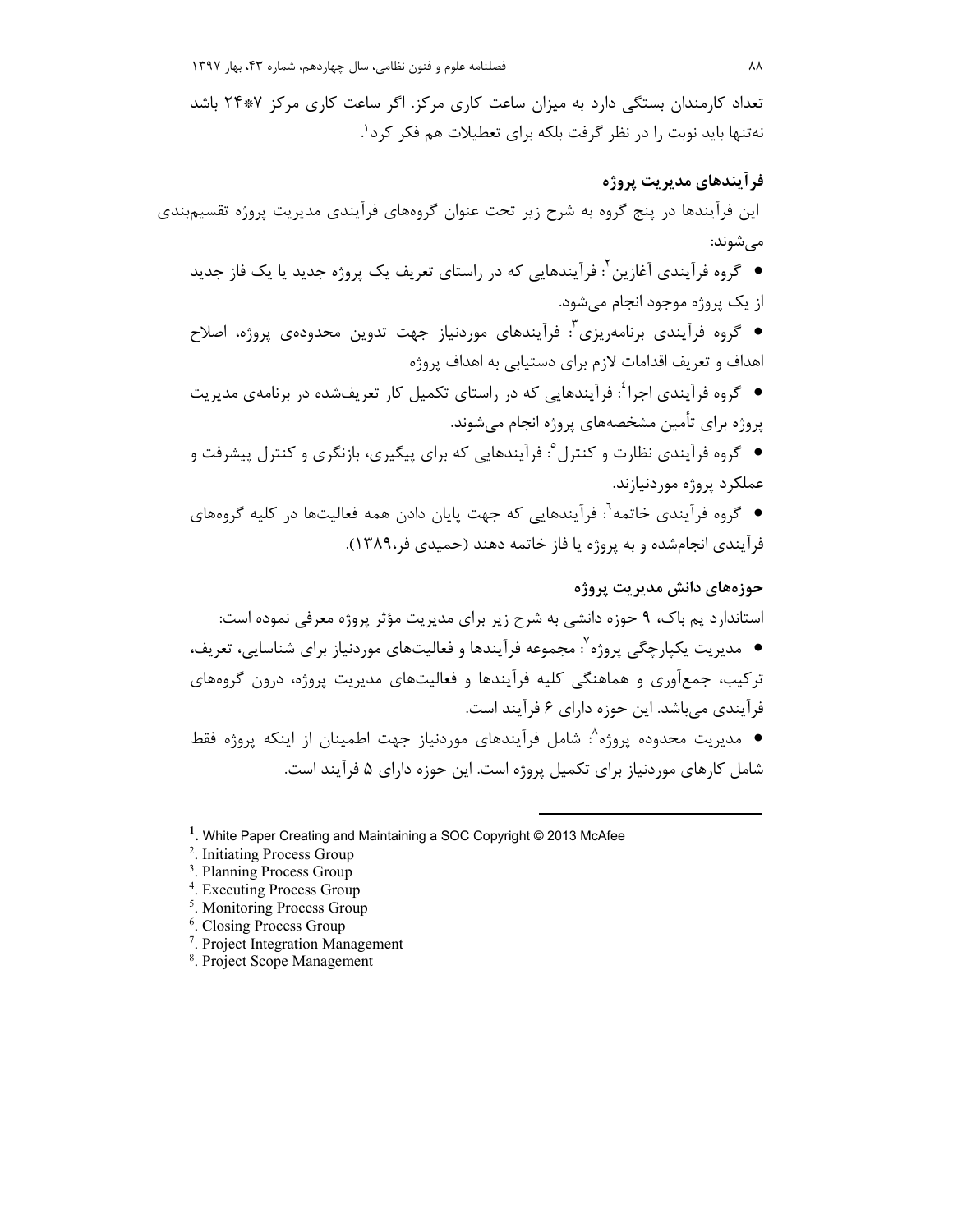تعداد کارمندان بستگی دارد به میزان ساعت کاری مرکز. اگر ساعت کاری مرکز ۷*۲۴ باشد نه‌تنها باید نوبت را در نظر گرفت بلکه برای تعطیلات هم فکر کرد[1].

### فرآیندهای مدیریت پروژه

این فرآیندها در پنج گروه به شرح زیر تحت عنوان گروه‌های فرآیندی مدیریت پروژه تقسیم‌بندی می‌شوند:

- گروه فرآیندی آغازین[2]: فرآیندهایی که در راستای تعریف یک پروژه جدید یا یک فاز جدید از یک پروژه موجود انجام می‌شود.
- گروه فرآیندی برنامه‌ریزی[3]: فرآیندهای موردنیاز جهت تدوین محدوده‌ی پروژه، اصلاح اهداف و تعریف اقدامات لازم برای دستیابی به اهداف پروژه
- گروه فرآیندی اجرا[4]: فرآیندهایی که در راستای تکمیل کار تعریف‌شده در برنامه‌ی مدیریت پروژه برای تأمین مشخصه‌های پروژه انجام می‌شوند.
- گروه فرآیندی نظارت و کنترل[5]: فرآیندهایی که برای پیگیری، بازنگری و کنترل پیشرفت و عملکرد پروژه موردنیازند.
- گروه فرآیندی خاتمه[6]: فرآیندهایی که جهت پایان دادن همه فعالیت‌ها در کلیه گروه‌های فرآیندی انجام‌شده و به پروژه یا فاز خاتمه دهند (حمیدی فر،۱۳۸۹).

### حوزه‌های دانش مدیریت پروژه

استاندارد پم باک، ۹ حوزه دانشی به شرح زیر برای مدیریت مؤثر پروژه معرفی نموده است:

- مدیریت یکپارچگی پروژه[7]: مجموعه فرآیندها و فعالیت‌های موردنیاز برای شناسایی، تعریف، ترکیب، جمع‌آوری و هماهنگی کلیه فرآیندها و فعالیت‌های مدیریت پروژه، درون گروه‌های فرآیندی می‌باشد. این حوزه دارای ۶ فرآیند است.
- مدیریت محدوده پروژه[8]: شامل فرآیندهای موردنیاز جهت اطمینان از اینکه پروژه فقط شامل کارهای موردنیاز برای تکمیل پروژه است. این حوزه دارای ۵ فرآیند است.

---

[1]. White Paper Creating and Maintaining a SOC Copyright © 2013 McAfee
[2]. Initiating Process Group
[3]. Planning Process Group
[4]. Executing Process Group
[5]. Monitoring Process Group
[6]. Closing Process Group
[7]. Project Integration Management
[8]. Project Scope Management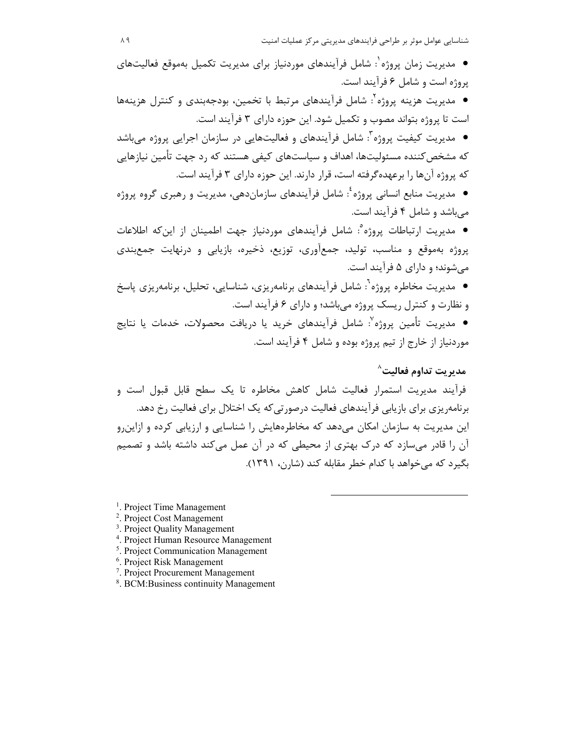- مدیریت زمان پروژه[1]: شامل فرآیندهای موردنیاز برای مدیریت تکمیل به‌موقع فعالیت‌های پروژه است و شامل ۶ فرآیند است.
- مدیریت هزینه پروژه[2]: شامل فرآیندهای مرتبط با تخمین، بودجه‌بندی و کنترل هزینه‌ها است تا پروژه بتواند مصوب و تکمیل شود. این حوزه دارای ۳ فرآیند است.
- مدیریت کیفیت پروژه[3]: شامل فرآیندهای و فعالیت‌هایی در سازمان اجرایی پروژه می‌باشد که مشخص‌کننده مسئولیت‌ها، اهداف و سیاست‌های کیفی هستند که رد جهت تأمین نیازهایی که پروژه آن‌ها را برعهده‌گرفته است، قرار دارند. این حوزه دارای ۳ فرآیند است.
- مدیریت منابع انسانی پروژه[4]: شامل فرآیندهای سازمان‌دهی، مدیریت و رهبری گروه پروژه می‌باشد و شامل ۴ فرآیند است.
- مدیریت ارتباطات پروژه[5]: شامل فرآیندهای موردنیاز جهت اطمینان از این‌که اطلاعات پروژه به‌موقع و مناسب، تولید، جمع‌آوری، توزیع، ذخیره، بازیابی و درنهایت جمع‌بندی می‌شوند؛ و دارای ۵ فرآیند است.
- مدیریت مخاطره پروژه[6]: شامل فرآیندهای برنامه‌ریزی، شناسایی، تحلیل، برنامه‌ریزی پاسخ و نظارت و کنترل ریسک پروژه می‌باشد؛ و دارای ۶ فرآیند است.
- مدیریت تأمین پروژه[7]: شامل فرآیندهای خرید یا دریافت محصولات، خدمات یا نتایج موردنیاز از خارج از تیم پروژه بوده و شامل ۴ فرآیند است.

### مدیریت تداوم فعالیت[8]

فرآیند مدیریت استمرار فعالیت شامل کاهش مخاطره تا یک سطح قابل قبول است و برنامه‌ریزی برای بازیابی فرآیندهای فعالیت درصورتی‌که یک اختلال برای فعالیت رخ دهد. این مدیریت به سازمان امکان می‌دهد که مخاطره‌هایش را شناسایی و ارزیابی کرده و ازاین‌رو آن را قادر می‌سازد که درک بهتری از محیطی که در آن عمل می‌کند داشته باشد و تصمیم بگیرد که می‌خواهد با کدام خطر مقابله کند (شارن، ۱۳۹۱).

---

[1]. Project Time Management
[2]. Project Cost Management
[3]. Project Quality Management
[4]. Project Human Resource Management
[5]. Project Communication Management
[6]. Project Risk Management
[7]. Project Procurement Management
[8]. BCM:Business continuity Management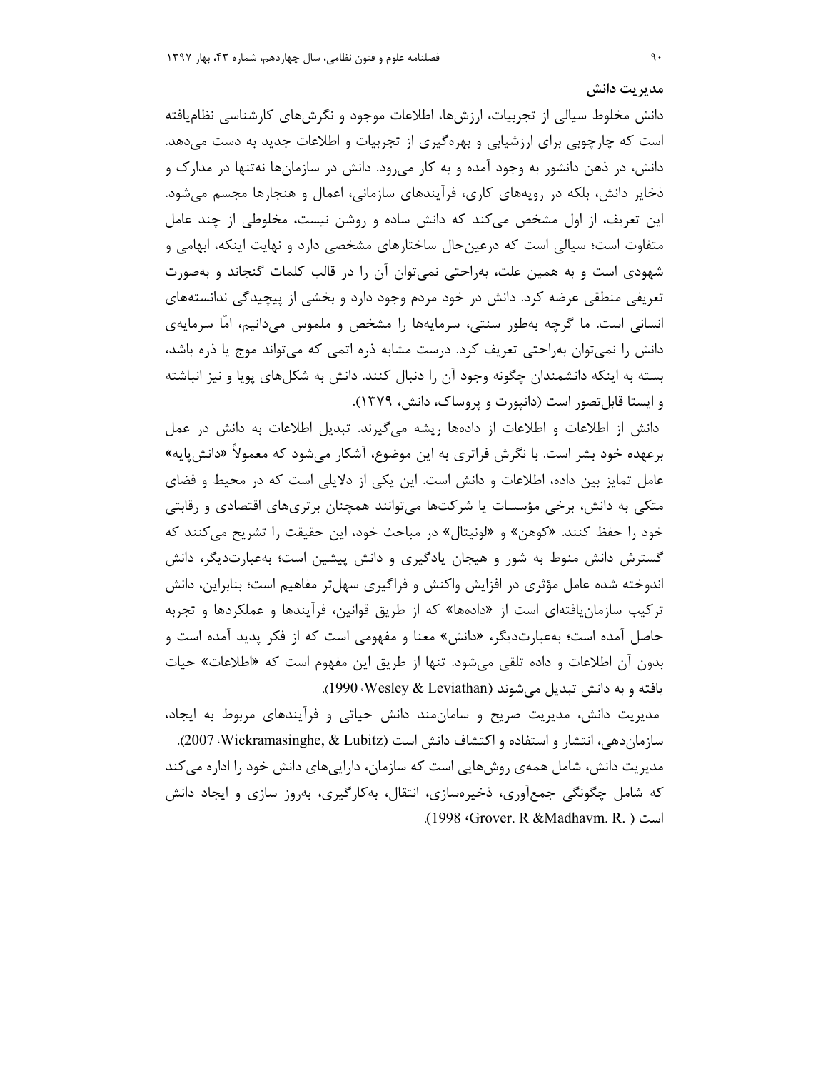## مدیریت دانش

دانش مخلوط سیالی از تجربیات، ارزش‌ها، اطلاعات موجود و نگرش‌های کارشناسی نظام‌یافته است که چارچوبی برای ارزشیابی و بهره‌گیری از تجربیات و اطلاعات جدید به دست می‌دهد. دانش، در ذهن دانشور به وجود آمده و به کار می‌رود. دانش در سازمان‌ها نه‌تنها در مدارک و ذخایر دانش، بلکه در رویه‌های کاری، فرآیندهای سازمانی، اعمال و هنجارها مجسم می‌شود. این تعریف، از اول مشخص می‌کند که دانش ساده و روشن نیست، مخلوطی از چند عامل متفاوت است؛ سیالی است که درعین‌حال ساختارهای مشخصی دارد و نهایت اینکه، ابهامی و شهودی است و به همین علت، به‌راحتی نمی‌توان آن را در قالب کلمات گنجاند و به‌صورت تعریفی منطقی عرضه کرد. دانش در خود مردم وجود دارد و بخشی از پیچیدگی ندانسته‌های انسانی است. ما گرچه به‌طور سنتی، سرمایه‌ها را مشخص و ملموس می‌دانیم، امّا سرمایه‌ی دانش را نمی‌توان به‌راحتی تعریف کرد. درست مشابه ذره اتمی که می‌تواند موج یا ذره باشد، بسته به اینکه دانشمندان چگونه وجود آن را دنبال کنند. دانش به شکل‌های پویا و نیز انباشته و ایستا قابل‌تصور است (دانپورت و پروساک، دانش، ۱۳۷۹).

دانش از اطلاعات و اطلاعات از داده‌ها ریشه می‌گیرند. تبدیل اطلاعات به دانش در عمل برعهده خود بشر است. با نگرش فراتری به این موضوع، آشکار می‌شود که معمولاً «دانش‌پایه» عامل تمایز بین داده، اطلاعات و دانش است. این یکی از دلایلی است که در محیط و فضای متکی به دانش، برخی مؤسسات یا شرکت‌ها می‌توانند همچنان برتری‌های اقتصادی و رقابتی خود را حفظ کنند. «کوهن» و «لونیتال» در مباحث خود، این حقیقت را تشریح می‌کنند که گسترش دانش منوط به شور و هیجان یادگیری و دانش پیشین است؛ به‌عبارت‌دیگر، دانش اندوخته شده عامل مؤثری در افزایش واکنش و فراگیری سهل‌تر مفاهیم است؛ بنابراین، دانش ترکیب سازمان‌یافته‌ای است از «داده‌ها» که از طریق قوانین، فرآیندها و عملکردها و تجربه حاصل آمده است؛ به‌عبارت‌دیگر، «دانش» معنا و مفهومی است که از فکر پدید آمده است و بدون آن اطلاعات و داده تلقی می‌شود. تنها از طریق این مفهوم است که «اطلاعات» حیات یافته و به دانش تبدیل می‌شوند (Wesley & Leviathan، 1990).

مدیریت دانش، مدیریت صریح و سامان‌مند دانش حیاتی و فرآیندهای مربوط به ایجاد، سازمان‌دهی، انتشار و استفاده و اکتشاف دانش است (Wickramasinghe, & Lubitz، 2007). مدیریت دانش، شامل همه‌ی روش‌هایی است که سازمان، دارایی‌های دانش خود را اداره می‌کند که شامل چگونگی جمع‌آوری، ذخیره‌سازی، انتقال، به‌کارگیری، به‌روز سازی و ایجاد دانش است ( Grover. R &Madhavm. R.، 1998).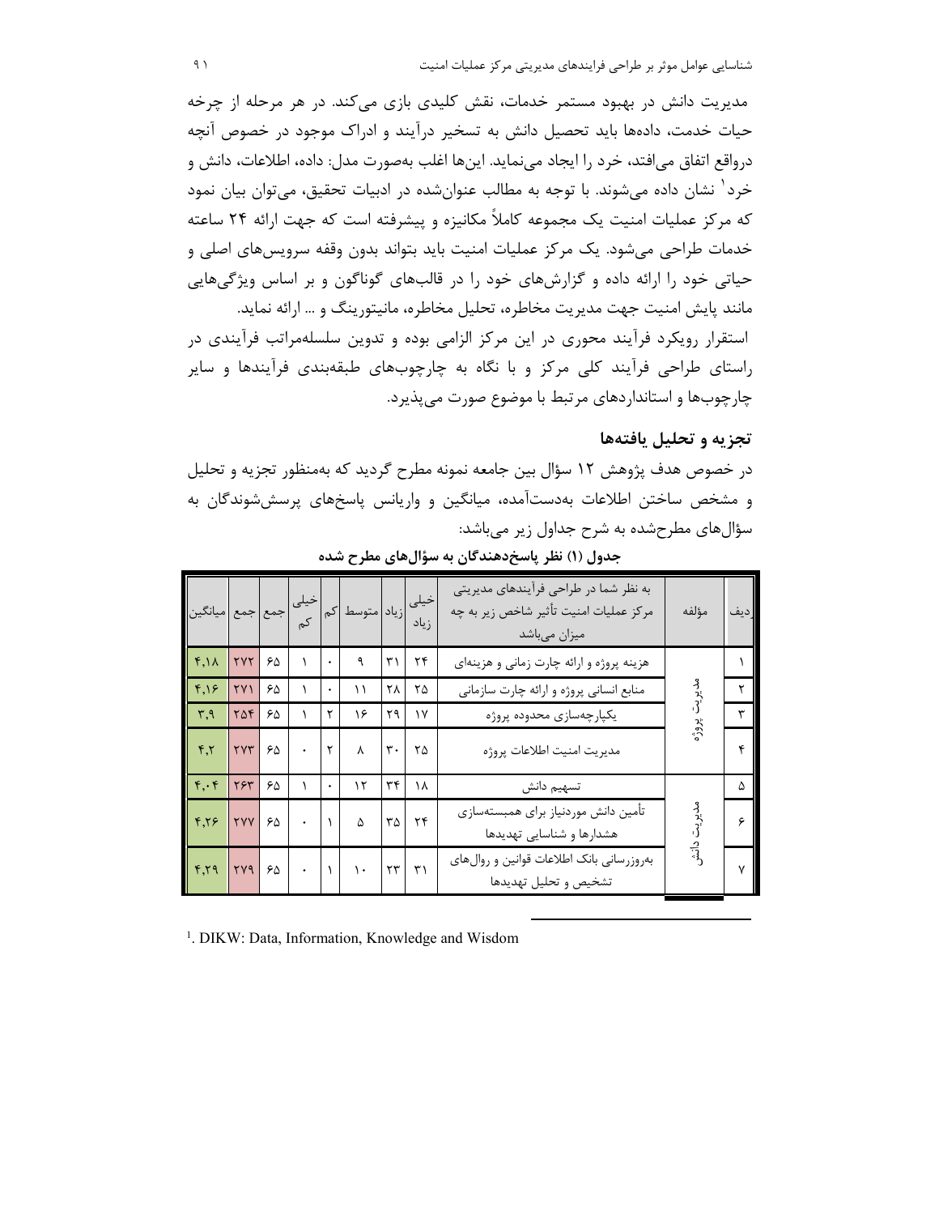مدیریت دانش در بهبود مستمر خدمات، نقش کلیدی بازی می‌کند. در هر مرحله از چرخه حیات خدمت، داده‌ها باید تحصیل دانش به تسخیر درآیند و ادراک موجود در خصوص آنچه درواقع اتفاق می‌افتد، خرد را ایجاد می‌نماید. این‌ها اغلب به‌صورت مدل: داده، اطلاعات، دانش و خرد[1] نشان داده می‌شوند. با توجه به مطالب عنوان‌شده در ادبیات تحقیق، می‌توان بیان نمود که مرکز عملیات امنیت یک مجموعه کاملاً مکانیزه و پیشرفته است که جهت ارائه ۲۴ ساعته خدمات طراحی می‌شود. یک مرکز عملیات امنیت باید بتواند بدون وقفه سرویس‌های اصلی و حیاتی خود را ارائه داده و گزارش‌های خود را در قالب‌های گوناگون و بر اساس ویژگی‌هایی مانند پایش امنیت جهت مدیریت مخاطره، تحلیل مخاطره، مانیتورینگ و ... ارائه نماید.

استقرار رویکرد فرآیند محوری در این مرکز الزامی بوده و تدوین سلسله‌مراتب فرآیندی در راستای طراحی فرآیند کلی مرکز و با نگاه به چارچوب‌های طبقه‌بندی فرآیندها و سایر چارچوب‌ها و استانداردهای مرتبط با موضوع صورت می‌پذیرد.

## تجزیه و تحلیل یافته‌ها

در خصوص هدف پژوهش ۱۲ سؤال بین جامعه نمونه مطرح گردید که به‌منظور تجزیه و تحلیل و مشخص ساختن اطلاعات به‌دست‌آمده، میانگین و واریانس پاسخ‌های پرسش‌شوندگان به سؤال‌های مطرح‌شده به شرح جداول زیر می‌باشد:

**جدول (۱) نظر پاسخ‌دهندگان به سؤال‌های مطرح شده**

| ردیف | مؤلفه | به نظر شما در طراحی فرآیندهای مدیریتی مرکز عملیات امنیت تأثیر شاخص زیر به چه میزان می‌باشد | خیلی زیاد | زیاد | متوسط | کم | خیلی کم | جمع | جمع | میانگین |
|---|---|---|---|---|---|---|---|---|---|---|
| ۱ | مدیریت پروژه | هزینه پروژه و ارائه چارت زمانی و هزینه‌ای | ۲۴ | ۳۱ | ۹ | ۰ | ۱ | ۶۵ | ۲۷۲ | ۴٫۱۸ |
| ۲ | | منابع انسانی پروژه و ارائه چارت سازمانی | ۲۵ | ۲۸ | ۱۱ | ۰ | ۱ | ۶۵ | ۲۷۱ | ۴٫۱۶ |
| ۳ | | یکپارچه‌سازی محدوده پروژه | ۱۷ | ۲۹ | ۱۶ | ۲ | ۱ | ۶۵ | ۲۵۴ | ۳٫۹ |
| ۴ | | مدیریت امنیت اطلاعات پروژه | ۲۵ | ۳۰ | ۸ | ۲ | ۰ | ۶۵ | ۲۷۳ | ۴٫۲ |
| ۵ | مدیریت دانش | تسهیم دانش | ۱۸ | ۳۴ | ۱۲ | ۰ | ۱ | ۶۵ | ۲۶۳ | ۴٫۰۴ |
| ۶ | | تأمین دانش موردنیاز برای همبسته‌سازی هشدارها و شناسایی تهدیدها | ۲۴ | ۳۵ | ۵ | ۱ | ۰ | ۶۵ | ۲۷۷ | ۴٫۲۶ |
| ۷ | | به‌روزرسانی بانک اطلاعات قوانین و روال‌های تشخیص و تحلیل تهدیدها | ۳۱ | ۲۳ | ۱۰ | ۱ | ۰ | ۶۵ | ۲۷۹ | ۴٫۲۹ |

[1]. DIKW: Data, Information, Knowledge and Wisdom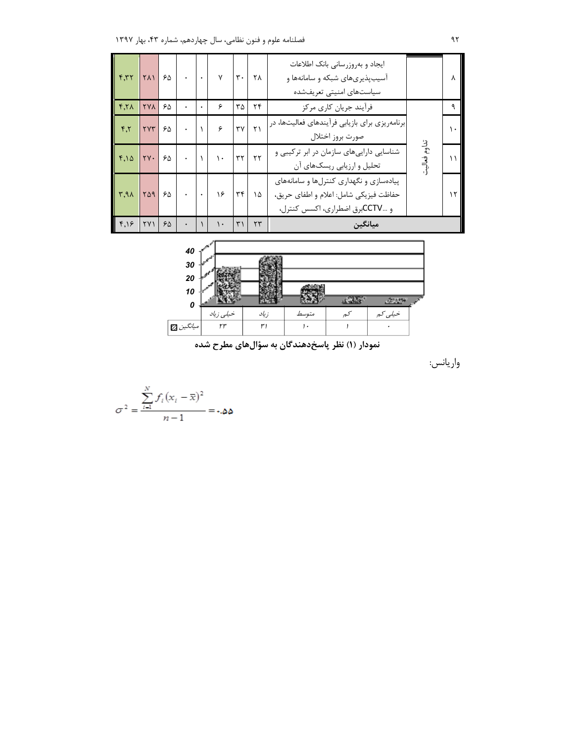| ۸ | | ایجاد و به‌روزرسانی بانک اطلاعات آسیب‌پذیری‌های شبکه و سامانه‌ها و سیاست‌های امنیتی تعریف‌شده | ۲۸ | ۳۰ | ۷ | ۰ | ۰ | ۶۵ | ۲۸۱ | ۴٫۳۲ |
|---|---|---|---|---|---|---|---|---|---|---|
| ۹ | تداوم فعالیت | فرآیند جریان کاری مرکز | ۲۴ | ۳۵ | ۶ | ۰ | ۰ | ۶۵ | ۲۷۸ | ۴٫۲۸ |
| ۱۰ | | برنامه‌ریزی برای بازیابی فرآیندهای فعالیت‌ها، در صورت بروز اختلال | ۲۱ | ۳۷ | ۶ | ۱ | ۰ | ۶۵ | ۲۷۳ | ۴٫۲ |
| ۱۱ | | شناسایی دارایی‌های سازمان در ابر ترکیبی و تحلیل و ارزیابی ریسک‌های آن | ۲۲ | ۳۲ | ۱۰ | ۱ | ۰ | ۶۵ | ۲۷۰ | ۴٫۱۵ |
| ۱۲ | | پیاده‌سازی و نگهداری کنترل‌ها و سامانه‌های حفاظت فیزیکی شامل: اعلام و اطفای حریق، برق اضطراری، اکسس کنترل، CCTV و ... | ۱۵ | ۳۴ | ۱۶ | ۰ | ۰ | ۶۵ | ۲۵۹ | ۳٫۹۸ |
| **میانگین** | | | ۲۳ | ۳۱ | ۱۰ | ۱ | ۰ | ۶۵ | ۲۷۱ | ۴٫۱۶ |

| | خیلی زیاد | زیاد | متوسط | کم | خیلی کم |
|---|---|---|---|---|---|
| میانگین | ۲۳ | ۳۱ | ۱۰ | ۱ | ۰ |

**نمودار (۱) نظر پاسخ‌دهندگان به سؤال‌های مطرح شده**

واریانس:

$$\sigma^2 = \frac{\sum_{i=1}^{N} f_i (x_i - \bar{x})^2}{n-1} = ۰.۵۵$$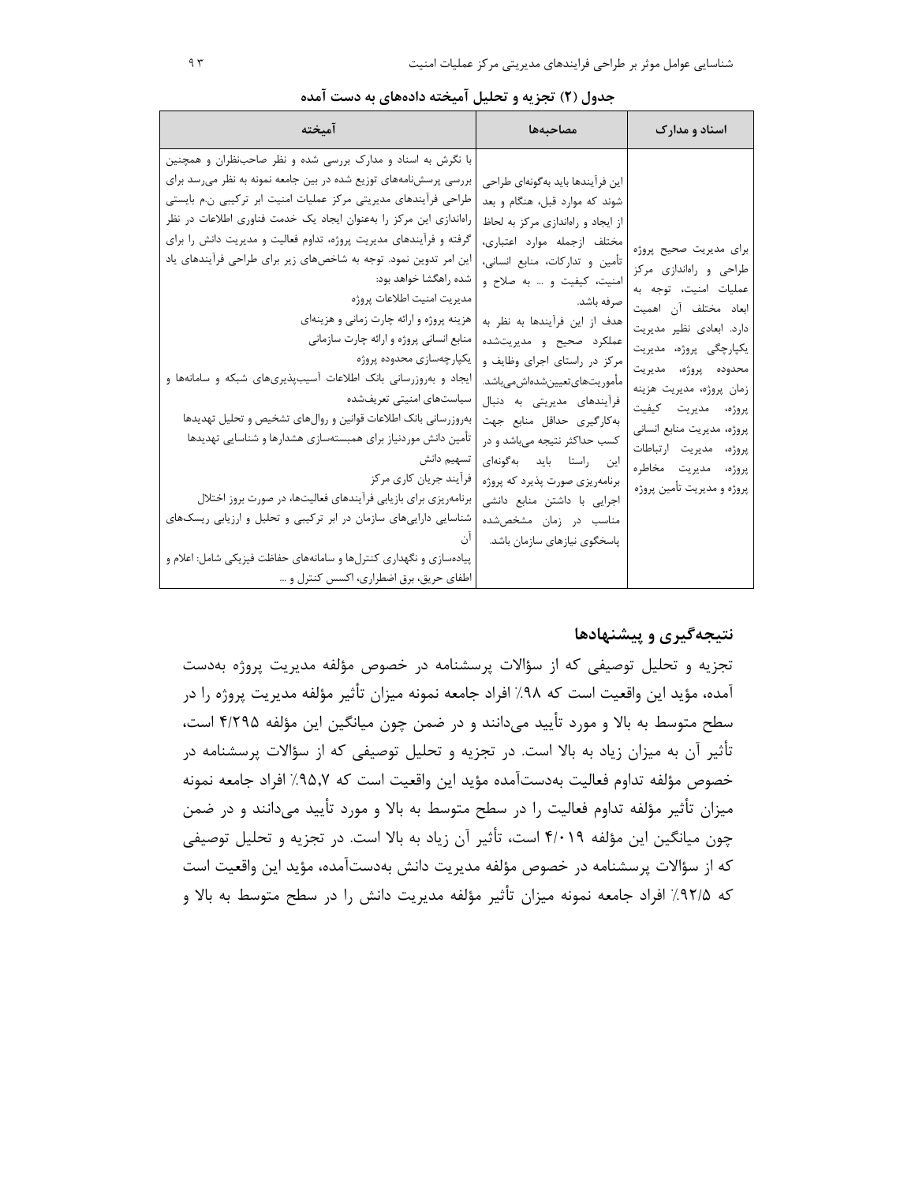جدول (۲) تجزیه و تحلیل آمیخته داده‌های به دست آمده

| اسناد و مدارک | مصاحبه‌ها | آمیخته |
|---|---|---|
| برای مدیریت صحیح پروژه طراحی و راه‌اندازی مرکز عملیات امنیت، توجه به ابعاد مختلف آن اهمیت دارد. ابعادی نظیر مدیریت یکپارچگی پروژه، مدیریت محدوده پروژه، مدیریت زمان پروژه، مدیریت هزینه پروژه، مدیریت کیفیت پروژه، مدیریت منابع انسانی پروژه، مدیریت ارتباطات پروژه، مدیریت مخاطره پروژه و مدیریت تأمین پروژه | این فرآیندها باید به‌گونه‌ای طراحی شوند که موارد قبل، هنگام و بعد از ایجاد و راه‌اندازی مرکز به لحاظ مختلف ازجمله موارد اعتباری، تأمین و تدارکات، منابع انسانی، امنیت، کیفیت و ... به صلاح و صرفه باشد. هدف از این فرآیندها به نظر به عملکرد صحیح و مدیریت‌شده مرکز در راستای اجرای وظایف و مأموریت‌های‌تعیین‌شده‌اش‌می‌باشد. فرآیندهای مدیریتی به دنبال به‌کارگیری حداقل منابع جهت کسب حداکثر نتیجه می‌باشد و در این راستا باید به‌گونه‌ای برنامه‌ریزی صورت پذیرد که پروژه اجرایی با داشتن منابع دانشی مناسب در زمان مشخص‌شده پاسخگوی نیازهای سازمان باشد. | با نگرش به اسناد و مدارک بررسی شده و نظر صاحب‌نظران و همچنین بررسی پرسش‌نامه‌های توزیع شده در بین جامعه نمونه به نظر می‌رسد برای طراحی فرآیندهای مدیریتی مرکز عملیات امنیت ابر ترکیبی ن.م بایستی راه‌اندازی این مرکز را به‌عنوان ایجاد یک خدمت فناوری اطلاعات در نظر گرفته و فرآیندهای مدیریت پروژه، تداوم فعالیت و مدیریت دانش را برای این امر تدوین نمود. توجه به شاخص‌های زیر برای طراحی فرآیندهای یاد شده راهگشا خواهد بود:<br>مدیریت امنیت اطلاعات پروژه<br>هزینه پروژه و ارائه چارت زمانی و هزینه‌ای<br>منابع انسانی پروژه و ارائه چارت سازمانی<br>یکپارچه‌سازی محدوده پروژه<br>ایجاد و به‌روزرسانی بانک اطلاعات آسیب‌پذیری‌های شبکه و سامانه‌ها و سیاست‌های امنیتی تعریف‌شده<br>به‌روزرسانی بانک اطلاعات قوانین و روال‌های تشخیص و تحلیل تهدیدها<br>تأمین دانش موردنیاز برای همبسته‌سازی هشدارها و شناسایی تهدیدها<br>تسهیم دانش<br>فرآیند جریان کاری مرکز<br>برنامه‌ریزی برای بازیابی فرآیندهای فعالیت‌ها، در صورت بروز اختلال<br>شناسایی دارایی‌های سازمان در ابر ترکیبی و تحلیل و ارزیابی ریسک‌های آن<br>پیاده‌سازی و نگهداری کنترل‌ها و سامانه‌های حفاظت فیزیکی شامل: اعلام و اطفای حریق، برق اضطراری، اکسس کنترل و ... |

## نتیجه‌گیری و پیشنهادها

تجزیه و تحلیل توصیفی که از سؤالات پرسشنامه در خصوص مؤلفه مدیریت پروژه به‌دست آمده، مؤید این واقعیت است که ۹۸٪ افراد جامعه نمونه میزان تأثیر مؤلفه مدیریت پروژه را در سطح متوسط به بالا و مورد تأیید می‌دانند و در ضمن چون میانگین این مؤلفه ۴/۲۹۵ است، تأثیر آن به میزان زیاد به بالا است. در تجزیه و تحلیل توصیفی که از سؤالات پرسشنامه در خصوص مؤلفه تداوم فعالیت به‌دست‌آمده مؤید این واقعیت است که ۹۵،۷٪ افراد جامعه نمونه میزان تأثیر مؤلفه تداوم فعالیت را در سطح متوسط به بالا و مورد تأیید می‌دانند و در ضمن چون میانگین این مؤلفه ۴/۰۱۹ است، تأثیر آن زیاد به بالا است. در تجزیه و تحلیل توصیفی که از سؤالات پرسشنامه در خصوص مؤلفه مدیریت دانش به‌دست‌آمده، مؤید این واقعیت است که ۹۲/۵٪ افراد جامعه نمونه میزان تأثیر مؤلفه مدیریت دانش را در سطح متوسط به بالا و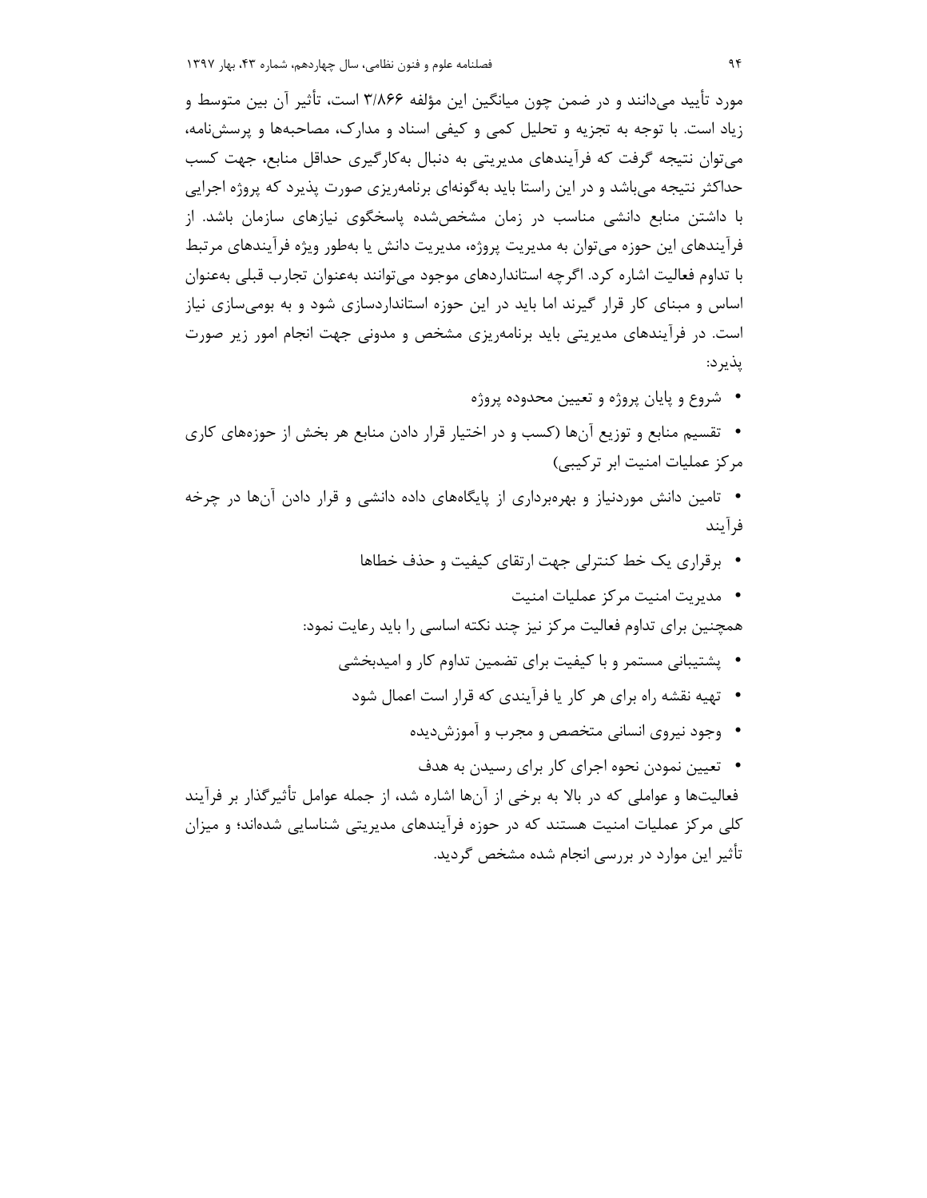مورد تأیید می‌دانند و در ضمن چون میانگین این مؤلفه ۳/۸۶۶ است، تأثیر آن بین متوسط و زیاد است. با توجه به تجزیه و تحلیل کمی و کیفی اسناد و مدارک، مصاحبه‌ها و پرسش‌نامه، می‌توان نتیجه گرفت که فرآیندهای مدیریتی به دنبال به‌کارگیری حداقل منابع، جهت کسب حداکثر نتیجه می‌باشد و در این راستا باید به‌گونه‌ای برنامه‌ریزی صورت پذیرد که پروژه اجرایی با داشتن منابع دانشی مناسب در زمان مشخص‌شده پاسخگوی نیازهای سازمان باشد. از فرآیندهای این حوزه می‌توان به مدیریت پروژه، مدیریت دانش یا به‌طور ویژه فرآیندهای مرتبط با تداوم فعالیت اشاره کرد. اگرچه استانداردهای موجود می‌توانند به‌عنوان تجارب قبلی به‌عنوان اساس و مبنای کار قرار گیرند اما باید در این حوزه استانداردسازی شود و به بومی‌سازی نیاز است. در فرآیندهای مدیریتی باید برنامه‌ریزی مشخص و مدونی جهت انجام امور زیر صورت پذیرد:

- شروع و پایان پروژه و تعیین محدوده پروژه
- تقسیم منابع و توزیع آن‌ها (کسب و در اختیار قرار دادن منابع هر بخش از حوزه‌های کاری مرکز عملیات امنیت ابر ترکیبی)
- تامین دانش موردنیاز و بهره‌برداری از پایگاه‌های داده دانشی و قرار دادن آن‌ها در چرخه فرآیند
- برقراری یک خط کنترلی جهت ارتقای کیفیت و حذف خطاها
- مدیریت امنیت مرکز عملیات امنیت

همچنین برای تداوم فعالیت مرکز نیز چند نکته اساسی را باید رعایت نمود:

- پشتیبانی مستمر و با کیفیت برای تضمین تداوم کار و امیدبخشی
- تهیه نقشه راه برای هر کار یا فرآیندی که قرار است اعمال شود
- وجود نیروی انسانی متخصص و مجرب و آموزش‌دیده
- تعیین نمودن نحوه اجرای کار برای رسیدن به هدف

فعالیت‌ها و عواملی که در بالا به برخی از آن‌ها اشاره شد، از جمله عوامل تأثیرگذار بر فرآیند کلی مرکز عملیات امنیت هستند که در حوزه فرآیندهای مدیریتی شناسایی شده‌اند؛ و میزان تأثیر این موارد در بررسی انجام شده مشخص گردید.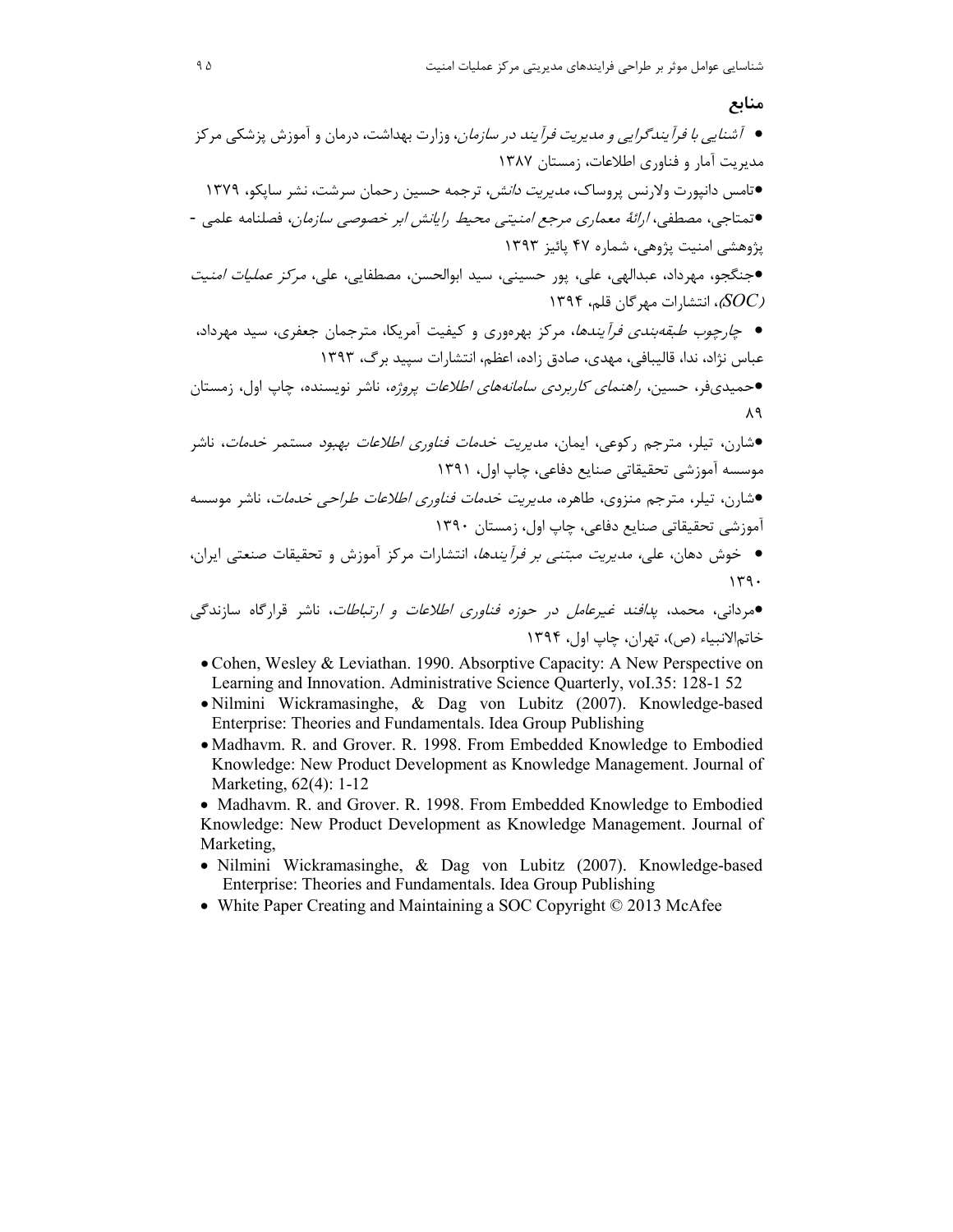## منابع

- *آشنایی با فرآیندگرایی و مدیریت فرآیند در سازمان*، وزارت بهداشت، درمان و آموزش پزشکی مرکز مدیریت آمار و فناوری اطلاعات، زمستان ۱۳۸۷
- تامس دانپورت ولارنس پروساک، *مدیریت دانش*، ترجمه حسین رحمان سرشت، نشر ساپکو، ۱۳۷۹
- تمتاجی، مصطفی، *ارائۀ معماری مرجع امنیتی محیط رایانش ابر خصوصی سازمان*، فصلنامه علمی - پژوهشی امنیت پژوهی، شماره ۴۷ پائیز ۱۳۹۳
- جنگجو، مهرداد، عبدالهی، علی، پور حسینی، سید ابوالحسن، مصطفایی، علی، *مرکز عملیات امنیت (SOC)*، انتشارات مهرگان قلم، ۱۳۹۴
- *چارچوب طبقه‌بندی فرآیندها*، مرکز بهره‌وری و کیفیت آمریکا، مترجمان جعفری، سید مهرداد، عباس نژاد، ندا، قالیبافی، مهدی، صادق زاده، اعظم، انتشارات سپید برگ، ۱۳۹۳
- حمیدی‌فر، حسین، *راهنمای کاربردی سامانه‌های اطلاعات پروژه*، ناشر نویسنده، چاپ اول، زمستان ۸۹
- شارن، تیلر، مترجم رکوعی، ایمان، *مدیریت خدمات فناوری اطلاعات بهبود مستمر خدمات*، ناشر موسسه آموزشی تحقیقاتی صنایع دفاعی، چاپ اول، ۱۳۹۱
- شارن، تیلر، مترجم منزوی، طاهره، *مدیریت خدمات فناوری اطلاعات طراحی خدمات*، ناشر موسسه آموزشی تحقیقاتی صنایع دفاعی، چاپ اول، زمستان ۱۳۹۰
- خوش دهان، علی، *مدیریت مبتنی بر فرآیندها*، انتشارات مرکز آموزش و تحقیقات صنعتی ایران، ۱۳۹۰
- مردانی، محمد، *پدافند غیرعامل در حوزه فناوری اطلاعات و ارتباطات*، ناشر قرارگاه سازندگی خاتم‌الانبیاء (ص)، تهران، چاپ اول، ۱۳۹۴

- Cohen, Wesley & Leviathan. 1990. Absorptive Capacity: A New Perspective on Learning and Innovation. Administrative Science Quarterly, voI.35: 128-1 52
- Nilmini Wickramasinghe, & Dag von Lubitz (2007). Knowledge-based Enterprise: Theories and Fundamentals. Idea Group Publishing
- Madhavm. R. and Grover. R. 1998. From Embedded Knowledge to Embodied Knowledge: New Product Development as Knowledge Management. Journal of Marketing, 62(4): 1-12
- Madhavm. R. and Grover. R. 1998. From Embedded Knowledge to Embodied Knowledge: New Product Development as Knowledge Management. Journal of Marketing,
- Nilmini Wickramasinghe, & Dag von Lubitz (2007). Knowledge-based Enterprise: Theories and Fundamentals. Idea Group Publishing
- White Paper Creating and Maintaining a SOC Copyright © 2013 McAfee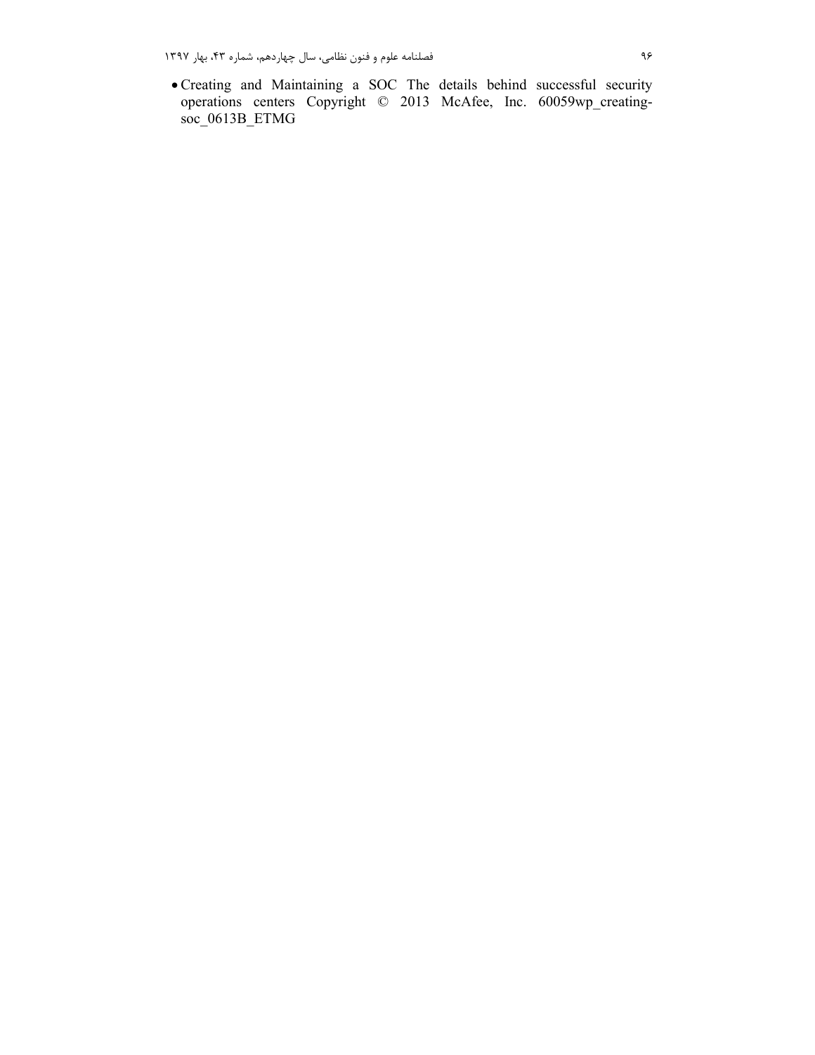- Creating and Maintaining a SOC The details behind successful security operations centers Copyright © 2013 McAfee, Inc. 60059wp_creating-soc_0613B_ETMG